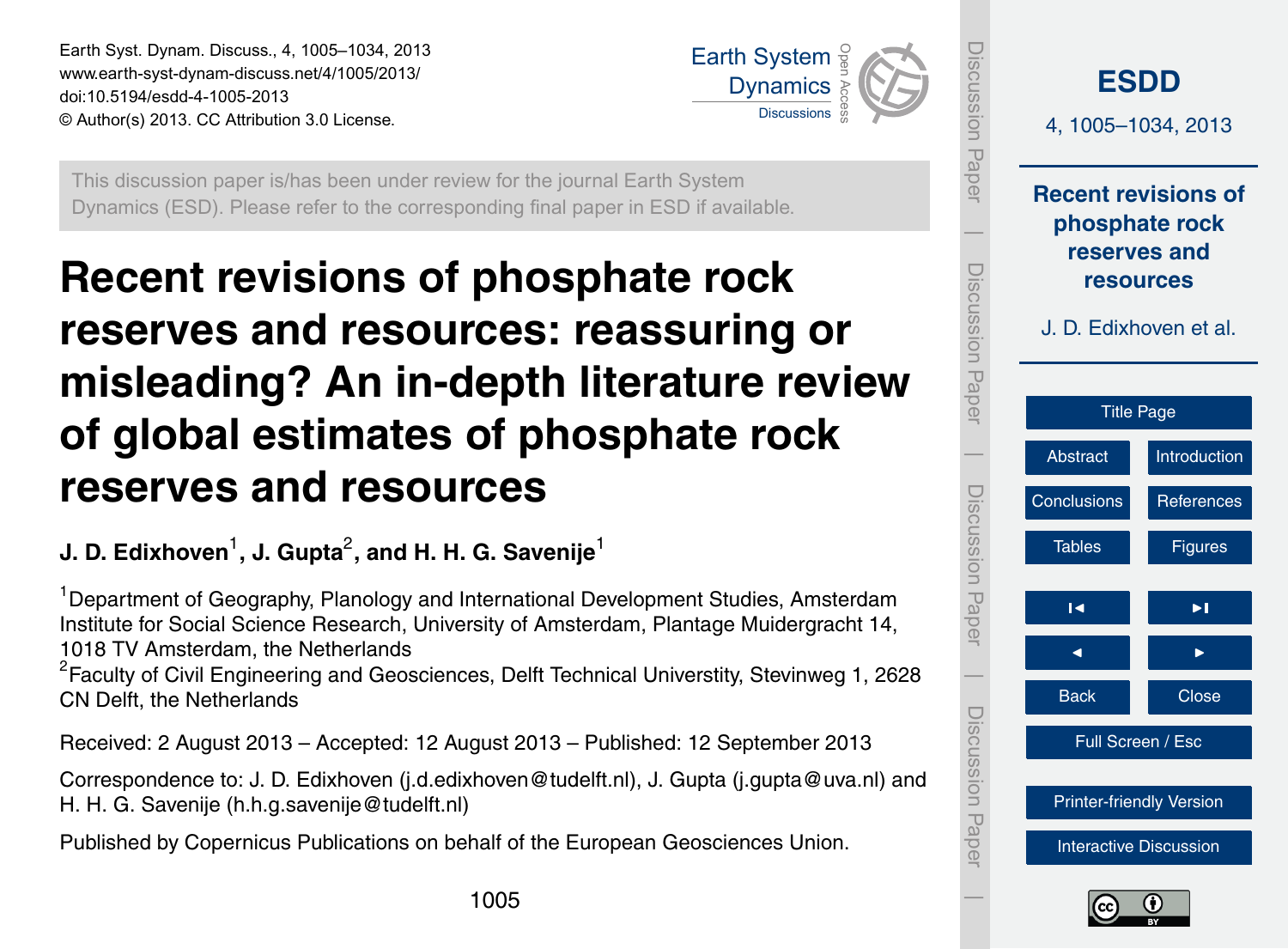This discussion paper is/has been under review for the journal Earth System Dynamics (ESD). Please refer to the corresponding final paper in ESD if available.

# Recent revisions of phosphate rock reserves and resources: reassuring or misleading? An in-depth literature review of global estimates of phosphate rock reserves and resources

**J. D. Edixhoven[1], J. Gupta[2], and H. H. G. Savenije[1]**

[1]Department of Geography, Planology and International Development Studies, Amsterdam Institute for Social Science Research, University of Amsterdam, Plantage Muidergracht 14, 1018 TV Amsterdam, the Netherlands

[2]Faculty of Civil Engineering and Geosciences, Delft Technical Universtity, Stevinweg 1, 2628 CN Delft, the Netherlands

Received: 2 August 2013 – Accepted: 12 August 2013 – Published: 12 September 2013

Correspondence to: J. D. Edixhoven (j.d.edixhoven@tudelft.nl), J. Gupta (j.gupta@uva.nl) and H. H. G. Savenije (h.h.g.savenije@tudelft.nl)

Published by Copernicus Publications on behalf of the European Geosciences Union.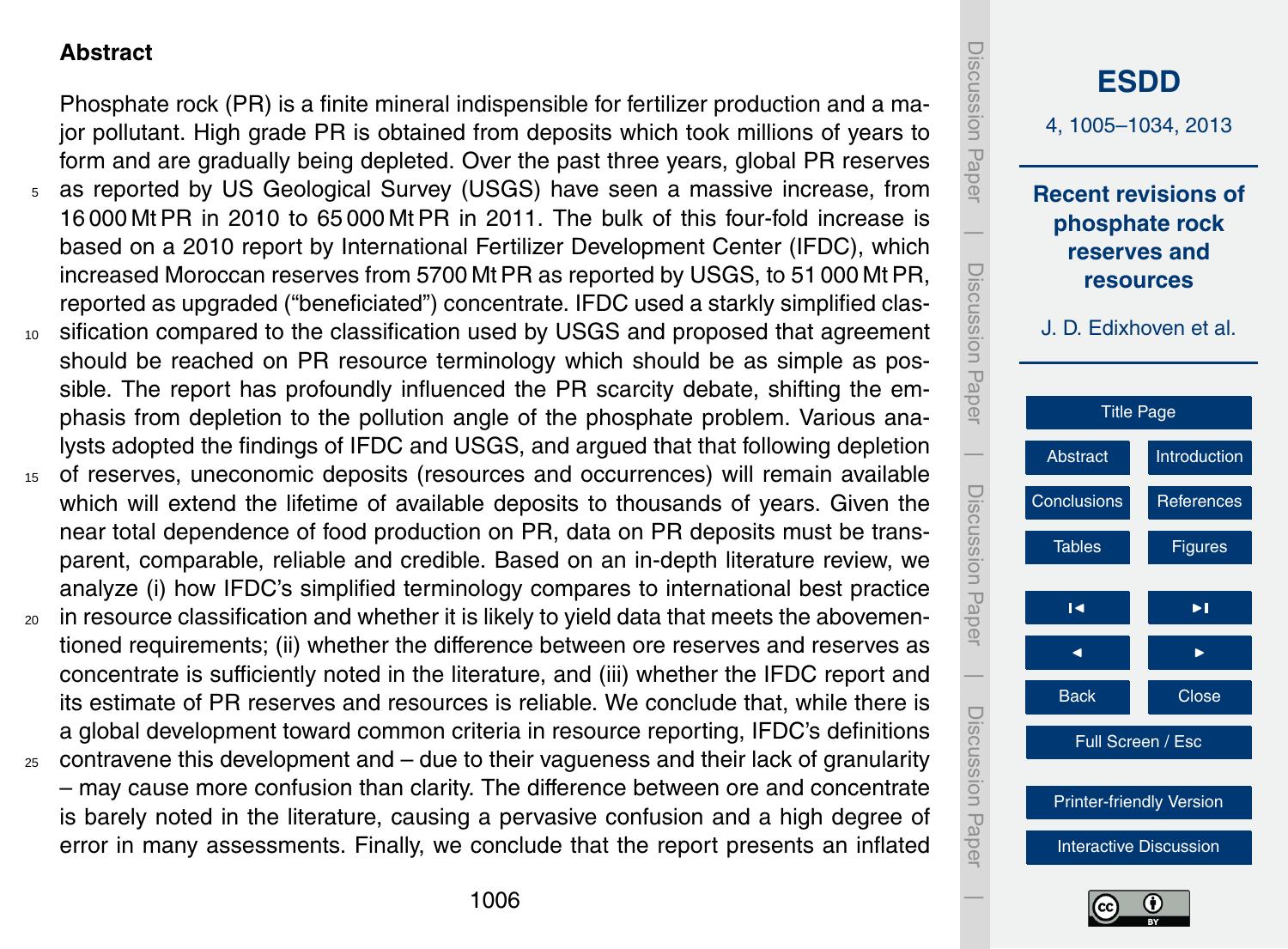## Abstract

Phosphate rock (PR) is a finite mineral indispensible for fertilizer production and a major pollutant. High grade PR is obtained from deposits which took millions of years to form and are gradually being depleted. Over the past three years, global PR reserves as reported by US Geological Survey (USGS) have seen a massive increase, from 16 000 Mt PR in 2010 to 65 000 Mt PR in 2011. The bulk of this four-fold increase is based on a 2010 report by International Fertilizer Development Center (IFDC), which increased Moroccan reserves from 5700 Mt PR as reported by USGS, to 51 000 Mt PR, reported as upgraded ("beneficiated") concentrate. IFDC used a starkly simplified classification compared to the classification used by USGS and proposed that agreement should be reached on PR resource terminology which should be as simple as possible. The report has profoundly influenced the PR scarcity debate, shifting the emphasis from depletion to the pollution angle of the phosphate problem. Various analysts adopted the findings of IFDC and USGS, and argued that that following depletion of reserves, uneconomic deposits (resources and occurrences) will remain available which will extend the lifetime of available deposits to thousands of years. Given the near total dependence of food production on PR, data on PR deposits must be transparent, comparable, reliable and credible. Based on an in-depth literature review, we analyze (i) how IFDC's simplified terminology compares to international best practice in resource classification and whether it is likely to yield data that meets the abovementioned requirements; (ii) whether the difference between ore reserves and reserves as concentrate is sufficiently noted in the literature, and (iii) whether the IFDC report and its estimate of PR reserves and resources is reliable. We conclude that, while there is a global development toward common criteria in resource reporting, IFDC's definitions contravene this development and – due to their vagueness and their lack of granularity – may cause more confusion than clarity. The difference between ore and concentrate is barely noted in the literature, causing a pervasive confusion and a high degree of error in many assessments. Finally, we conclude that the report presents an inflated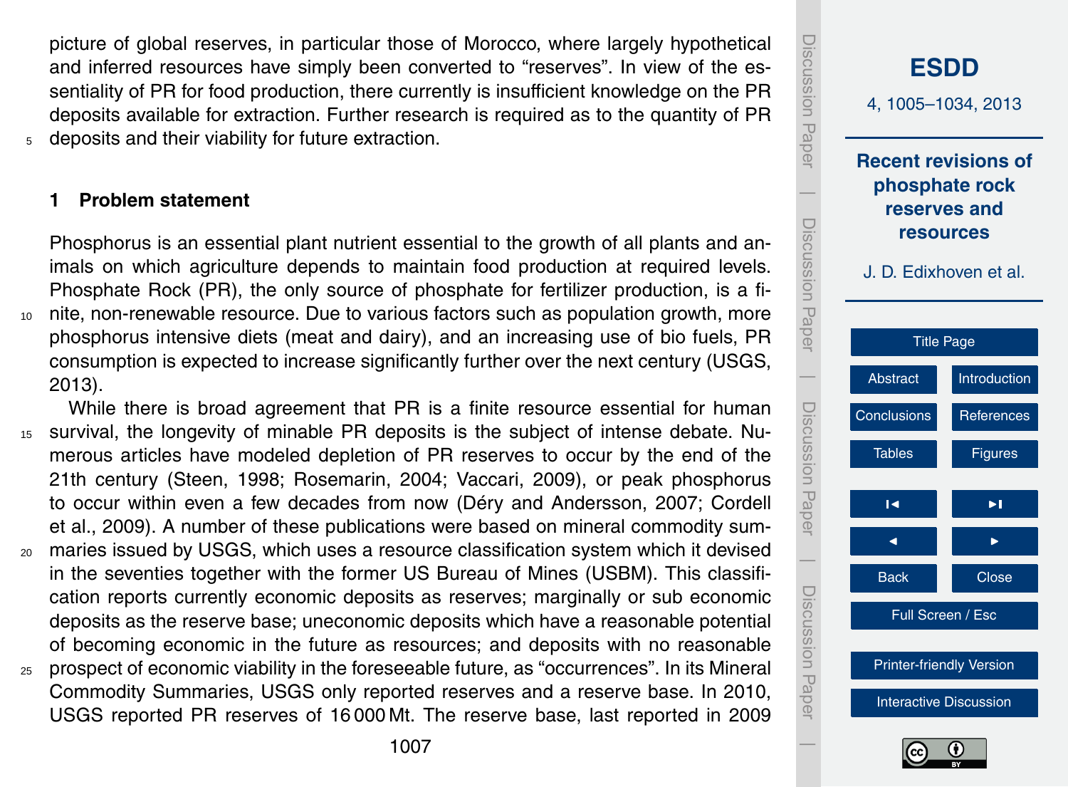picture of global reserves, in particular those of Morocco, where largely hypothetical and inferred resources have simply been converted to "reserves". In view of the essentiality of PR for food production, there currently is insufficient knowledge on the PR deposits available for extraction. Further research is required as to the quantity of PR deposits and their viability for future extraction.

## 1 Problem statement

Phosphorus is an essential plant nutrient essential to the growth of all plants and animals on which agriculture depends to maintain food production at required levels. Phosphate Rock (PR), the only source of phosphate for fertilizer production, is a finite, non-renewable resource. Due to various factors such as population growth, more phosphorus intensive diets (meat and dairy), and an increasing use of bio fuels, PR consumption is expected to increase significantly further over the next century (USGS, 2013).

While there is broad agreement that PR is a finite resource essential for human survival, the longevity of minable PR deposits is the subject of intense debate. Numerous articles have modeled depletion of PR reserves to occur by the end of the 21th century (Steen, 1998; Rosemarin, 2004; Vaccari, 2009), or peak phosphorus to occur within even a few decades from now (Déry and Andersson, 2007; Cordell et al., 2009). A number of these publications were based on mineral commodity summaries issued by USGS, which uses a resource classification system which it devised in the seventies together with the former US Bureau of Mines (USBM). This classification reports currently economic deposits as reserves; marginally or sub economic deposits as the reserve base; uneconomic deposits which have a reasonable potential of becoming economic in the future as resources; and deposits with no reasonable prospect of economic viability in the foreseeable future, as "occurrences". In its Mineral Commodity Summaries, USGS only reported reserves and a reserve base. In 2010, USGS reported PR reserves of 16 000 Mt. The reserve base, last reported in 2009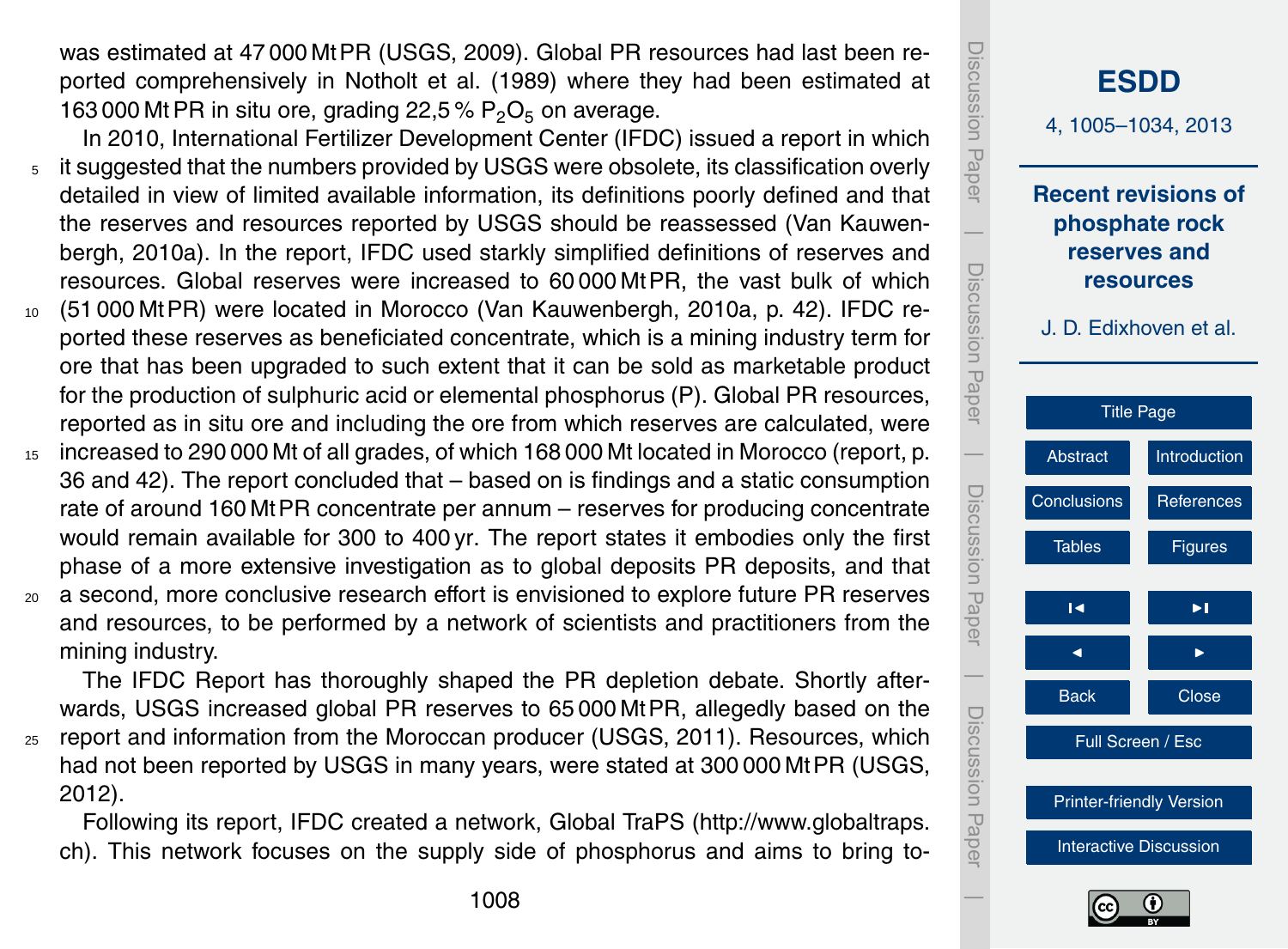was estimated at 47 000 Mt PR (USGS, 2009). Global PR resources had last been reported comprehensively in Notholt et al. (1989) where they had been estimated at 163 000 Mt PR in situ ore, grading 22,5 % $P_2O_5$ on average.

In 2010, International Fertilizer Development Center (IFDC) issued a report in which it suggested that the numbers provided by USGS were obsolete, its classification overly detailed in view of limited available information, its definitions poorly defined and that the reserves and resources reported by USGS should be reassessed (Van Kauwenbergh, 2010a). In the report, IFDC used starkly simplified definitions of reserves and resources. Global reserves were increased to 60 000 Mt PR, the vast bulk of which (51 000 Mt PR) were located in Morocco (Van Kauwenbergh, 2010a, p. 42). IFDC reported these reserves as beneficiated concentrate, which is a mining industry term for ore that has been upgraded to such extent that it can be sold as marketable product for the production of sulphuric acid or elemental phosphorus (P). Global PR resources, reported as in situ ore and including the ore from which reserves are calculated, were increased to 290 000 Mt of all grades, of which 168 000 Mt located in Morocco (report, p. 36 and 42). The report concluded that – based on is findings and a static consumption rate of around 160 Mt PR concentrate per annum – reserves for producing concentrate would remain available for 300 to 400 yr. The report states it embodies only the first phase of a more extensive investigation as to global deposits PR deposits, and that a second, more conclusive research effort is envisioned to explore future PR reserves and resources, to be performed by a network of scientists and practitioners from the mining industry.

The IFDC Report has thoroughly shaped the PR depletion debate. Shortly afterwards, USGS increased global PR reserves to 65 000 Mt PR, allegedly based on the report and information from the Moroccan producer (USGS, 2011). Resources, which had not been reported by USGS in many years, were stated at 300 000 Mt PR (USGS, 2012).

Following its report, IFDC created a network, Global TraPS (http://www.globaltraps.ch). This network focuses on the supply side of phosphorus and aims to bring to-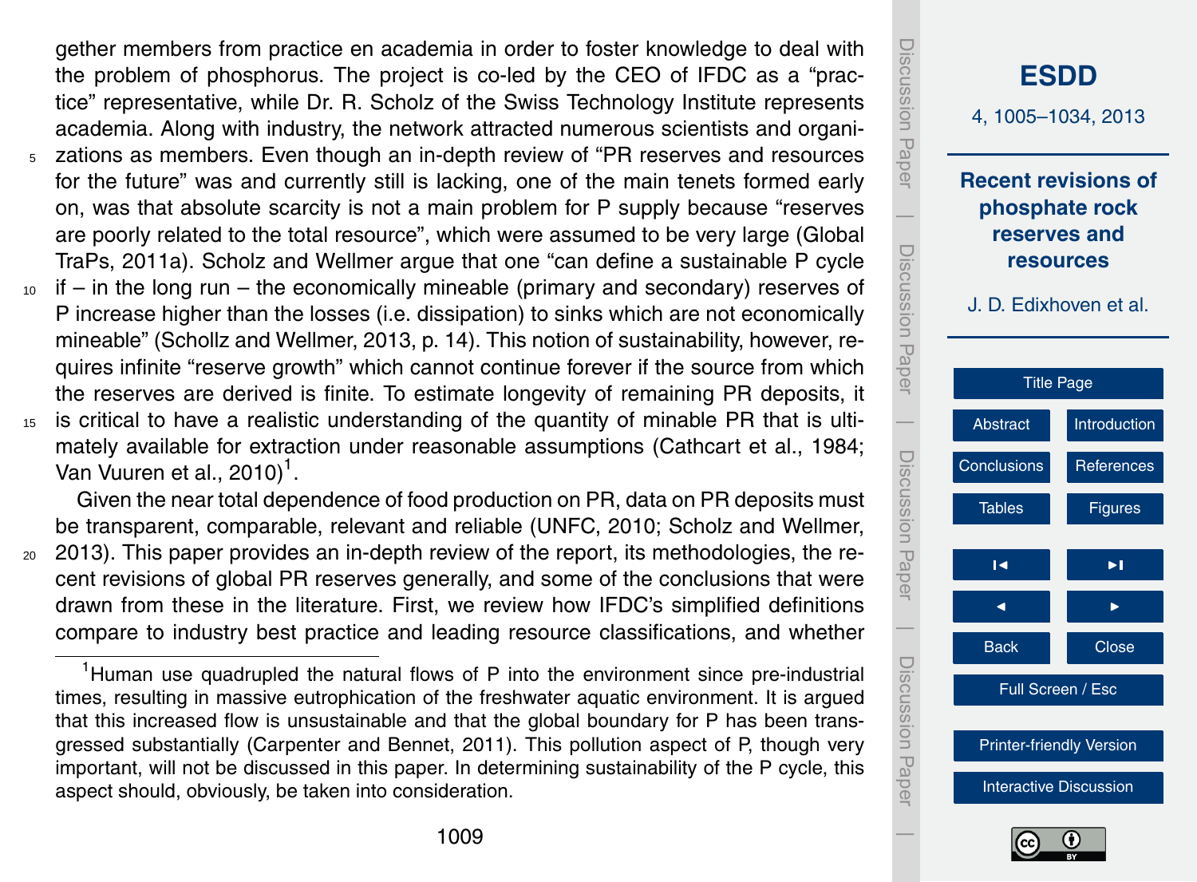gether members from practice en academia in order to foster knowledge to deal with the problem of phosphorus. The project is co-led by the CEO of IFDC as a "practice" representative, while Dr. R. Scholz of the Swiss Technology Institute represents academia. Along with industry, the network attracted numerous scientists and organizations as members. Even though an in-depth review of "PR reserves and resources for the future" was and currently still is lacking, one of the main tenets formed early on, was that absolute scarcity is not a main problem for P supply because "reserves are poorly related to the total resource", which were assumed to be very large (Global TraPs, 2011a). Scholz and Wellmer argue that one "can define a sustainable P cycle if – in the long run – the economically mineable (primary and secondary) reserves of P increase higher than the losses (i.e. dissipation) to sinks which are not economically mineable" (Schollz and Wellmer, 2013, p. 14). This notion of sustainability, however, requires infinite "reserve growth" which cannot continue forever if the source from which the reserves are derived is finite. To estimate longevity of remaining PR deposits, it is critical to have a realistic understanding of the quantity of minable PR that is ultimately available for extraction under reasonable assumptions (Cathcart et al., 1984; Van Vuuren et al., 2010)[1].

Given the near total dependence of food production on PR, data on PR deposits must be transparent, comparable, relevant and reliable (UNFC, 2010; Scholz and Wellmer, 2013). This paper provides an in-depth review of the report, its methodologies, the recent revisions of global PR reserves generally, and some of the conclusions that were drawn from these in the literature. First, we review how IFDC's simplified definitions compare to industry best practice and leading resource classifications, and whether

[1]Human use quadrupled the natural flows of P into the environment since pre-industrial times, resulting in massive eutrophication of the freshwater aquatic environment. It is argued that this increased flow is unsustainable and that the global boundary for P has been transgressed substantially (Carpenter and Bennet, 2011). This pollution aspect of P, though very important, will not be discussed in this paper. In determining sustainability of the P cycle, this aspect should, obviously, be taken into consideration.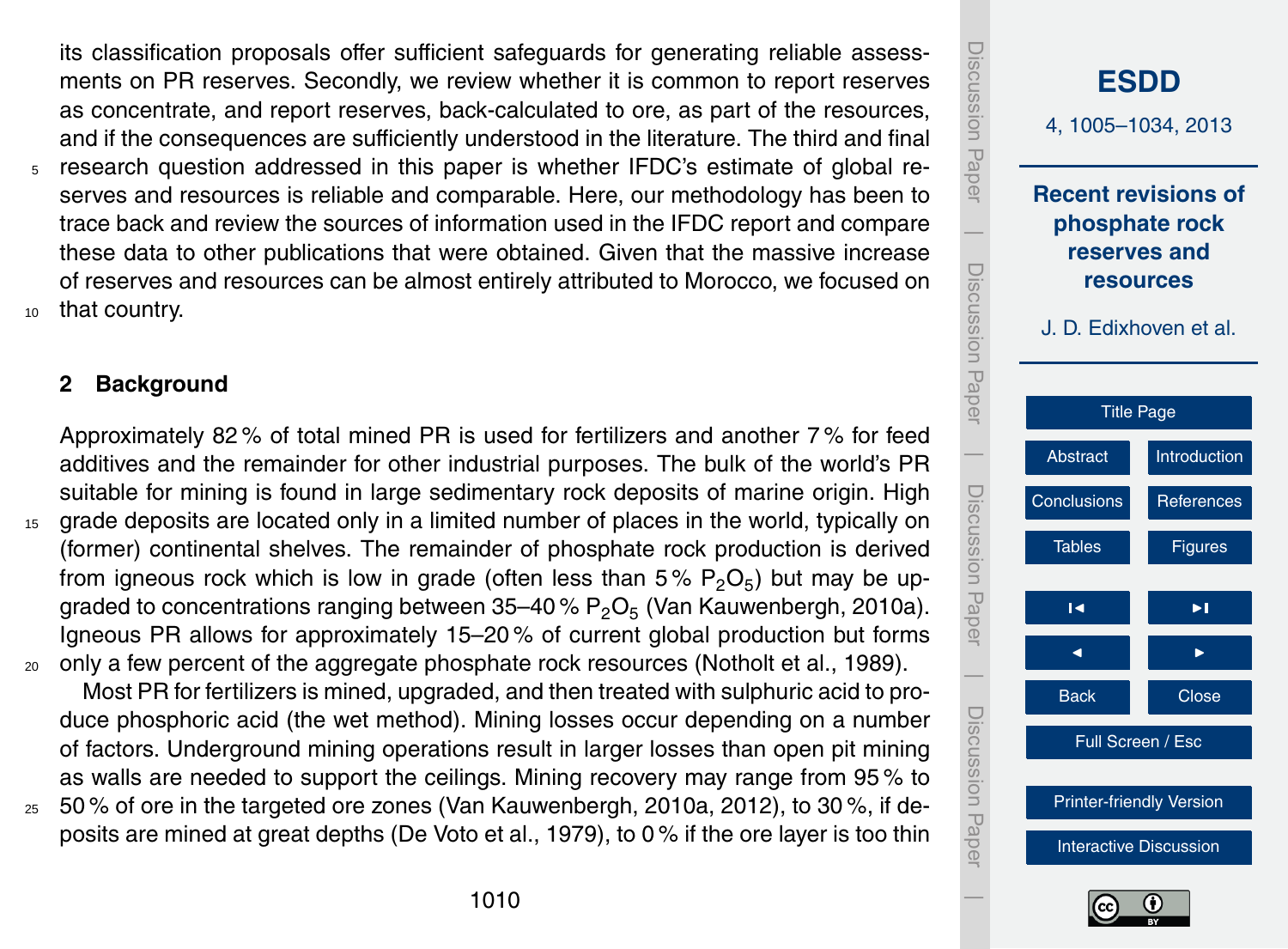its classification proposals offer sufficient safeguards for generating reliable assessments on PR reserves. Secondly, we review whether it is common to report reserves as concentrate, and report reserves, back-calculated to ore, as part of the resources, and if the consequences are sufficiently understood in the literature. The third and final research question addressed in this paper is whether IFDC's estimate of global reserves and resources is reliable and comparable. Here, our methodology has been to trace back and review the sources of information used in the IFDC report and compare these data to other publications that were obtained. Given that the massive increase of reserves and resources can be almost entirely attributed to Morocco, we focused on that country.

## 2 Background

Approximately 82 % of total mined PR is used for fertilizers and another 7 % for feed additives and the remainder for other industrial purposes. The bulk of the world's PR suitable for mining is found in large sedimentary rock deposits of marine origin. High grade deposits are located only in a limited number of places in the world, typically on (former) continental shelves. The remainder of phosphate rock production is derived from igneous rock which is low in grade (often less than 5 % $P_2O_5$) but may be upgraded to concentrations ranging between 35–40 % $P_2O_5$ (Van Kauwenbergh, 2010a). Igneous PR allows for approximately 15–20 % of current global production but forms only a few percent of the aggregate phosphate rock resources (Notholt et al., 1989).

Most PR for fertilizers is mined, upgraded, and then treated with sulphuric acid to produce phosphoric acid (the wet method). Mining losses occur depending on a number of factors. Underground mining operations result in larger losses than open pit mining as walls are needed to support the ceilings. Mining recovery may range from 95 % to 50 % of ore in the targeted ore zones (Van Kauwenbergh, 2010a, 2012), to 30 %, if deposits are mined at great depths (De Voto et al., 1979), to 0 % if the ore layer is too thin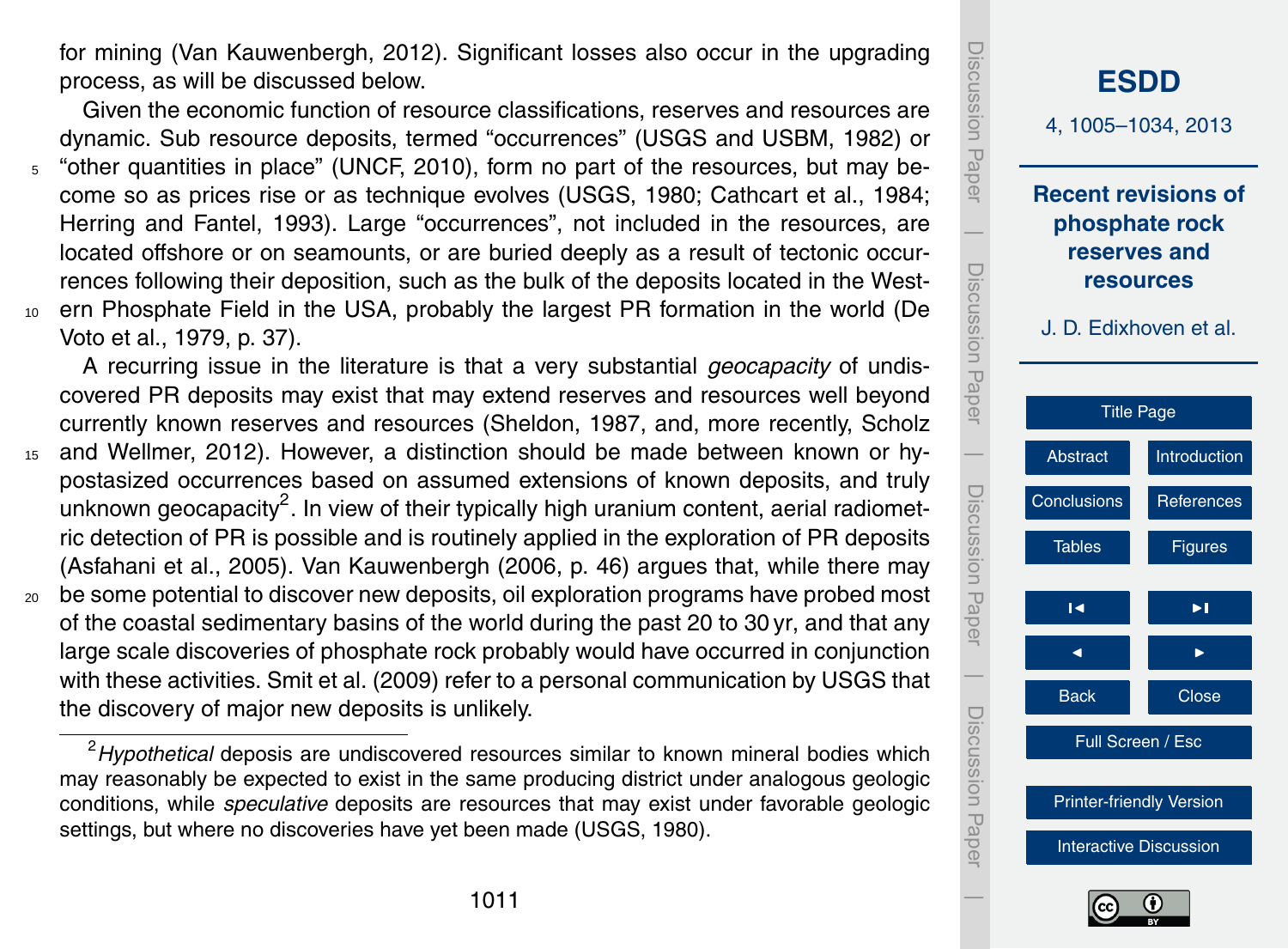for mining (Van Kauwenbergh, 2012). Significant losses also occur in the upgrading process, as will be discussed below.

Given the economic function of resource classifications, reserves and resources are dynamic. Sub resource deposits, termed "occurrences" (USGS and USBM, 1982) or "other quantities in place" (UNCF, 2010), form no part of the resources, but may become so as prices rise or as technique evolves (USGS, 1980; Cathcart et al., 1984; Herring and Fantel, 1993). Large "occurrences", not included in the resources, are located offshore or on seamounts, or are buried deeply as a result of tectonic occurrences following their deposition, such as the bulk of the deposits located in the Western Phosphate Field in the USA, probably the largest PR formation in the world (De Voto et al., 1979, p. 37).

A recurring issue in the literature is that a very substantial *geocapacity* of undiscovered PR deposits may exist that may extend reserves and resources well beyond currently known reserves and resources (Sheldon, 1987, and, more recently, Scholz and Wellmer, 2012). However, a distinction should be made between known or hypostasized occurrences based on assumed extensions of known deposits, and truly unknown geocapacity[2]. In view of their typically high uranium content, aerial radiometric detection of PR is possible and is routinely applied in the exploration of PR deposits (Asfahani et al., 2005). Van Kauwenbergh (2006, p. 46) argues that, while there may be some potential to discover new deposits, oil exploration programs have probed most of the coastal sedimentary basins of the world during the past 20 to 30 yr, and that any large scale discoveries of phosphate rock probably would have occurred in conjunction with these activities. Smit et al. (2009) refer to a personal communication by USGS that the discovery of major new deposits is unlikely.

---

[2] *Hypothetical* deposis are undiscovered resources similar to known mineral bodies which may reasonably be expected to exist in the same producing district under analogous geologic conditions, while *speculative* deposits are resources that may exist under favorable geologic settings, but where no discoveries have yet been made (USGS, 1980).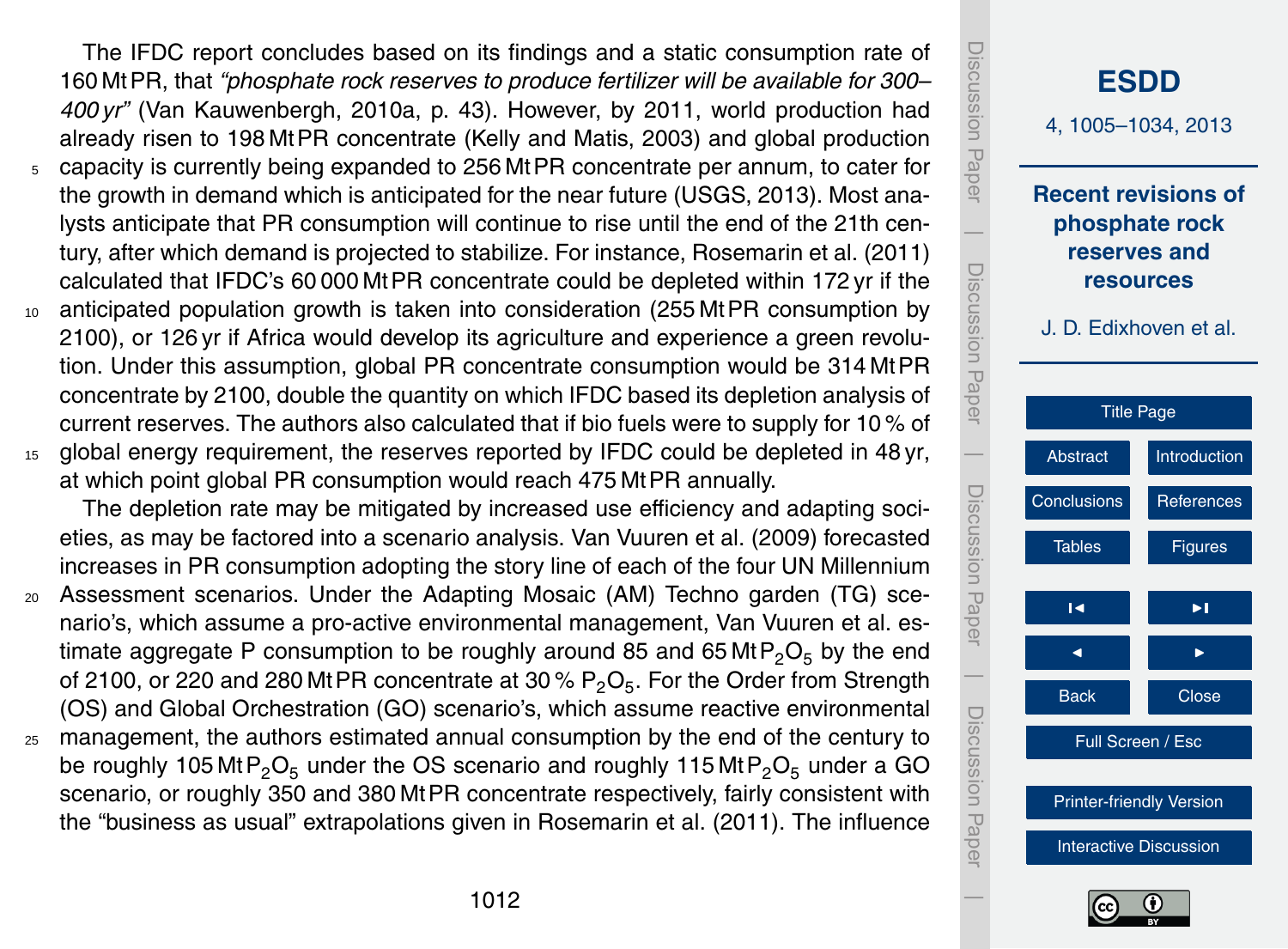The IFDC report concludes based on its findings and a static consumption rate of 160 Mt PR, that *"phosphate rock reserves to produce fertilizer will be available for 300–400 yr"* (Van Kauwenbergh, 2010a, p. 43). However, by 2011, world production had already risen to 198 Mt PR concentrate (Kelly and Matis, 2003) and global production capacity is currently being expanded to 256 Mt PR concentrate per annum, to cater for the growth in demand which is anticipated for the near future (USGS, 2013). Most analysts anticipate that PR consumption will continue to rise until the end of the 21th century, after which demand is projected to stabilize. For instance, Rosemarin et al. (2011) calculated that IFDC's 60 000 Mt PR concentrate could be depleted within 172 yr if the anticipated population growth is taken into consideration (255 Mt PR consumption by 2100), or 126 yr if Africa would develop its agriculture and experience a green revolution. Under this assumption, global PR concentrate consumption would be 314 Mt PR concentrate by 2100, double the quantity on which IFDC based its depletion analysis of current reserves. The authors also calculated that if bio fuels were to supply for 10 % of global energy requirement, the reserves reported by IFDC could be depleted in 48 yr, at which point global PR consumption would reach 475 Mt PR annually.

The depletion rate may be mitigated by increased use efficiency and adapting societies, as may be factored into a scenario analysis. Van Vuuren et al. (2009) forecasted increases in PR consumption adopting the story line of each of the four UN Millennium Assessment scenarios. Under the Adapting Mosaic (AM) Techno garden (TG) scenario's, which assume a pro-active environmental management, Van Vuuren et al. estimate aggregate P consumption to be roughly around 85 and 65 Mt $P_2O_5$ by the end of 2100, or 220 and 280 Mt PR concentrate at 30 % $P_2O_5$. For the Order from Strength (OS) and Global Orchestration (GO) scenario's, which assume reactive environmental management, the authors estimated annual consumption by the end of the century to be roughly 105 Mt $P_2O_5$ under the OS scenario and roughly 115 Mt $P_2O_5$ under a GO scenario, or roughly 350 and 380 Mt PR concentrate respectively, fairly consistent with the "business as usual" extrapolations given in Rosemarin et al. (2011). The influence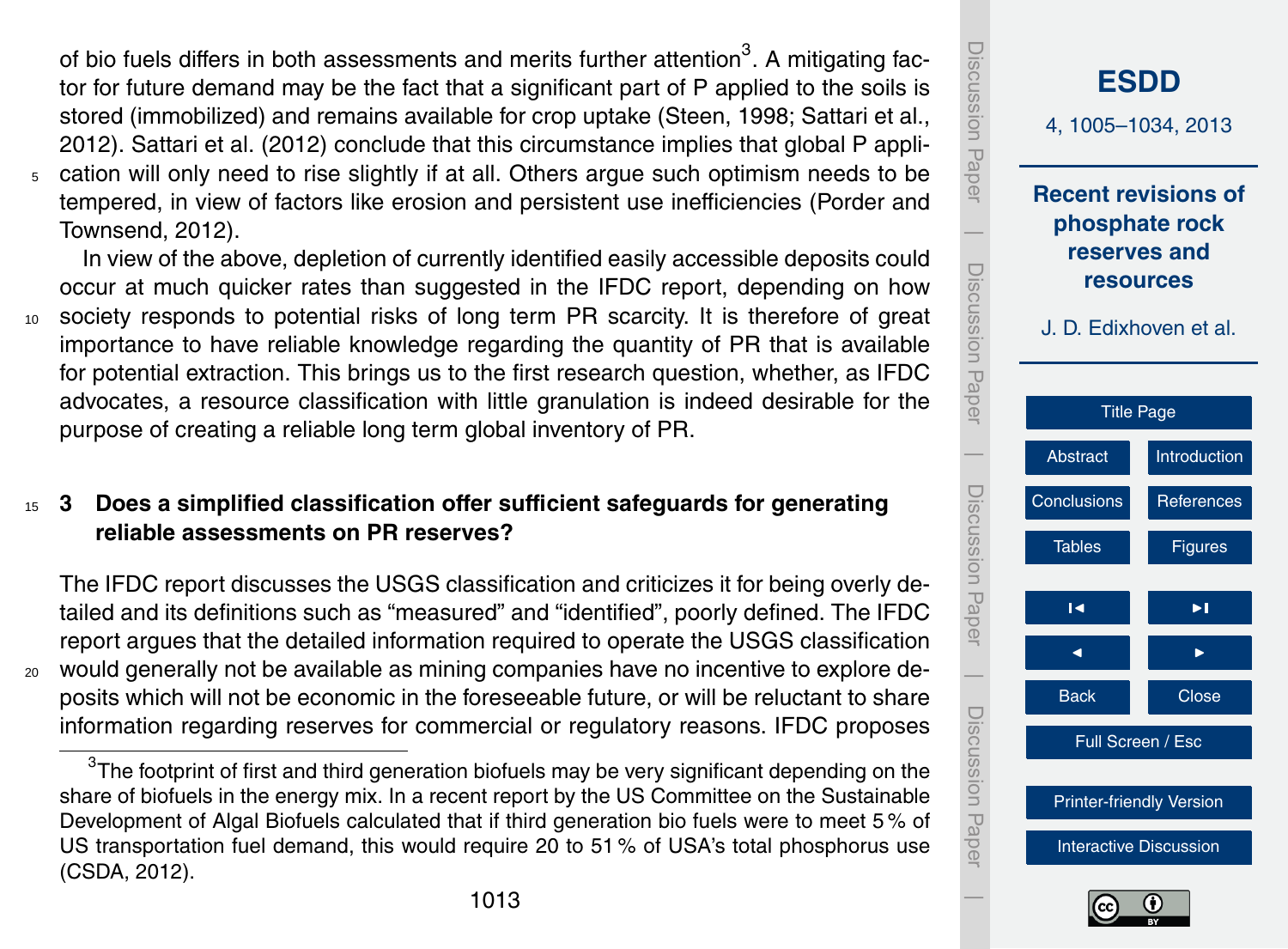of bio fuels differs in both assessments and merits further attention[3]. A mitigating factor for future demand may be the fact that a significant part of P applied to the soils is stored (immobilized) and remains available for crop uptake (Steen, 1998; Sattari et al., 2012). Sattari et al. (2012) conclude that this circumstance implies that global P application will only need to rise slightly if at all. Others argue such optimism needs to be tempered, in view of factors like erosion and persistent use inefficiencies (Porder and Townsend, 2012).

In view of the above, depletion of currently identified easily accessible deposits could occur at much quicker rates than suggested in the IFDC report, depending on how society responds to potential risks of long term PR scarcity. It is therefore of great importance to have reliable knowledge regarding the quantity of PR that is available for potential extraction. This brings us to the first research question, whether, as IFDC advocates, a resource classification with little granulation is indeed desirable for the purpose of creating a reliable long term global inventory of PR.

## 3 Does a simplified classification offer sufficient safeguards for generating reliable assessments on PR reserves?

The IFDC report discusses the USGS classification and criticizes it for being overly detailed and its definitions such as "measured" and "identified", poorly defined. The IFDC report argues that the detailed information required to operate the USGS classification would generally not be available as mining companies have no incentive to explore deposits which will not be economic in the foreseeable future, or will be reluctant to share information regarding reserves for commercial or regulatory reasons. IFDC proposes

[3]The footprint of first and third generation biofuels may be very significant depending on the share of biofuels in the energy mix. In a recent report by the US Committee on the Sustainable Development of Algal Biofuels calculated that if third generation bio fuels were to meet 5 % of US transportation fuel demand, this would require 20 to 51 % of USA's total phosphorus use (CSDA, 2012).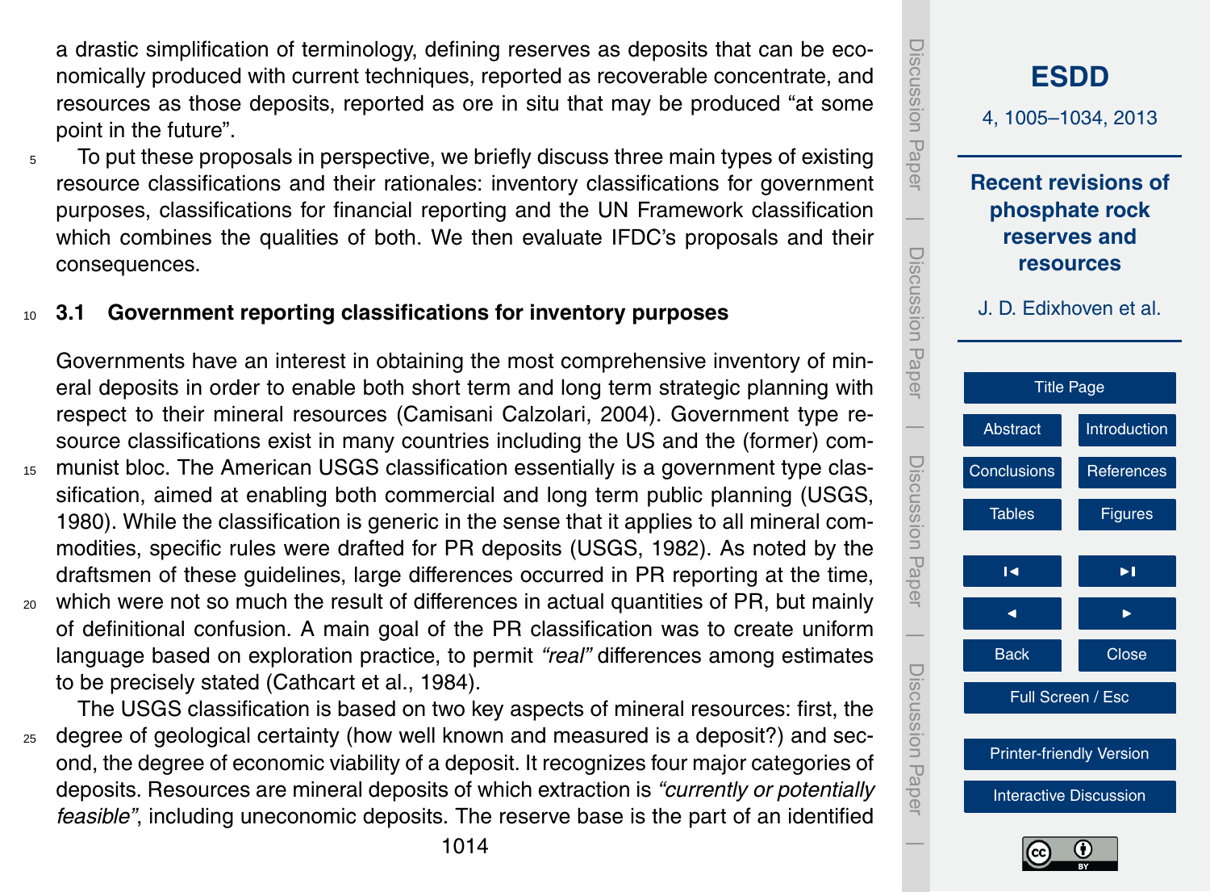a drastic simplification of terminology, defining reserves as deposits that can be economically produced with current techniques, reported as recoverable concentrate, and resources as those deposits, reported as ore in situ that may be produced "at some point in the future".

To put these proposals in perspective, we briefly discuss three main types of existing resource classifications and their rationales: inventory classifications for government purposes, classifications for financial reporting and the UN Framework classification which combines the qualities of both. We then evaluate IFDC's proposals and their consequences.

### 3.1 Government reporting classifications for inventory purposes

Governments have an interest in obtaining the most comprehensive inventory of mineral deposits in order to enable both short term and long term strategic planning with respect to their mineral resources (Camisani Calzolari, 2004). Government type resource classifications exist in many countries including the US and the (former) communist bloc. The American USGS classification essentially is a government type classification, aimed at enabling both commercial and long term public planning (USGS, 1980). While the classification is generic in the sense that it applies to all mineral commodities, specific rules were drafted for PR deposits (USGS, 1982). As noted by the draftsmen of these guidelines, large differences occurred in PR reporting at the time, which were not so much the result of differences in actual quantities of PR, but mainly of definitional confusion. A main goal of the PR classification was to create uniform language based on exploration practice, to permit *"real"* differences among estimates to be precisely stated (Cathcart et al., 1984).

The USGS classification is based on two key aspects of mineral resources: first, the degree of geological certainty (how well known and measured is a deposit?) and second, the degree of economic viability of a deposit. It recognizes four major categories of deposits. Resources are mineral deposits of which extraction is *"currently or potentially feasible"*, including uneconomic deposits. The reserve base is the part of an identified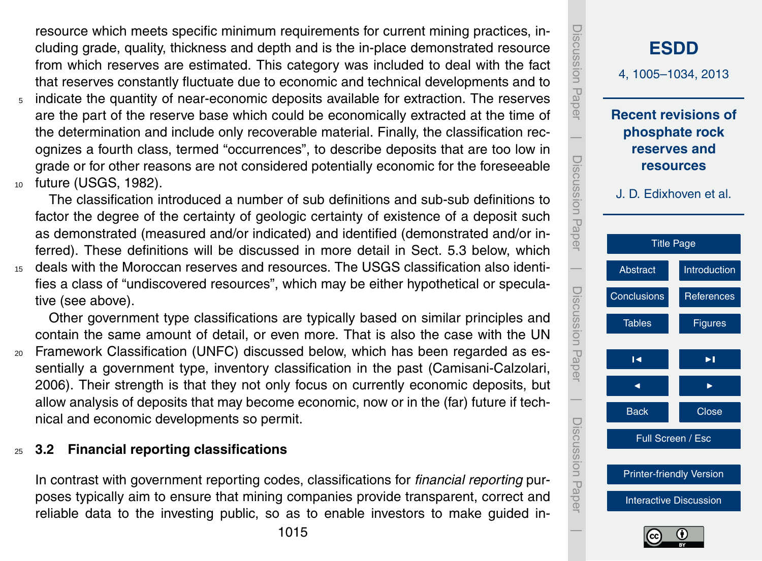resource which meets specific minimum requirements for current mining practices, including grade, quality, thickness and depth and is the in-place demonstrated resource from which reserves are estimated. This category was included to deal with the fact that reserves constantly fluctuate due to economic and technical developments and to indicate the quantity of near-economic deposits available for extraction. The reserves are the part of the reserve base which could be economically extracted at the time of the determination and include only recoverable material. Finally, the classification recognizes a fourth class, termed "occurrences", to describe deposits that are too low in grade or for other reasons are not considered potentially economic for the foreseeable future (USGS, 1982).

The classification introduced a number of sub definitions and sub-sub definitions to factor the degree of the certainty of geologic certainty of existence of a deposit such as demonstrated (measured and/or indicated) and identified (demonstrated and/or inferred). These definitions will be discussed in more detail in Sect. 5.3 below, which deals with the Moroccan reserves and resources. The USGS classification also identifies a class of "undiscovered resources", which may be either hypothetical or speculative (see above).

Other government type classifications are typically based on similar principles and contain the same amount of detail, or even more. That is also the case with the UN Framework Classification (UNFC) discussed below, which has been regarded as essentially a government type, inventory classification in the past (Camisani-Calzolari, 2006). Their strength is that they not only focus on currently economic deposits, but allow analysis of deposits that may become economic, now or in the (far) future if technical and economic developments so permit.

## 3.2 Financial reporting classifications

In contrast with government reporting codes, classifications for *financial reporting* purposes typically aim to ensure that mining companies provide transparent, correct and reliable data to the investing public, so as to enable investors to make guided in-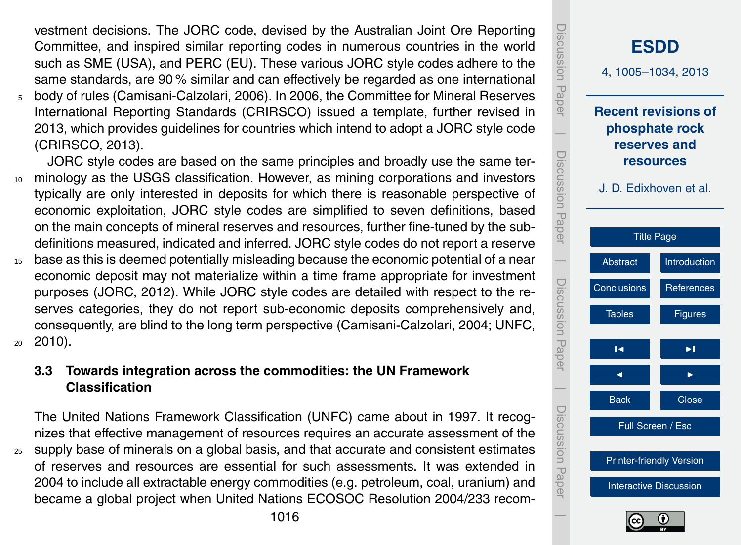vestment decisions. The JORC code, devised by the Australian Joint Ore Reporting Committee, and inspired similar reporting codes in numerous countries in the world such as SME (USA), and PERC (EU). These various JORC style codes adhere to the same standards, are 90 % similar and can effectively be regarded as one international body of rules (Camisani-Calzolari, 2006). In 2006, the Committee for Mineral Reserves International Reporting Standards (CRIRSCO) issued a template, further revised in 2013, which provides guidelines for countries which intend to adopt a JORC style code (CRIRSCO, 2013).

JORC style codes are based on the same principles and broadly use the same terminology as the USGS classification. However, as mining corporations and investors typically are only interested in deposits for which there is reasonable perspective of economic exploitation, JORC style codes are simplified to seven definitions, based on the main concepts of mineral reserves and resources, further fine-tuned by the sub-definitions measured, indicated and inferred. JORC style codes do not report a reserve base as this is deemed potentially misleading because the economic potential of a near economic deposit may not materialize within a time frame appropriate for investment purposes (JORC, 2012). While JORC style codes are detailed with respect to the reserves categories, they do not report sub-economic deposits comprehensively and, consequently, are blind to the long term perspective (Camisani-Calzolari, 2004; UNFC, 2010).

### 3.3 Towards integration across the commodities: the UN Framework Classification

The United Nations Framework Classification (UNFC) came about in 1997. It recognizes that effective management of resources requires an accurate assessment of the supply base of minerals on a global basis, and that accurate and consistent estimates of reserves and resources are essential for such assessments. It was extended in 2004 to include all extractable energy commodities (e.g. petroleum, coal, uranium) and became a global project when United Nations ECOSOC Resolution 2004/233 recom-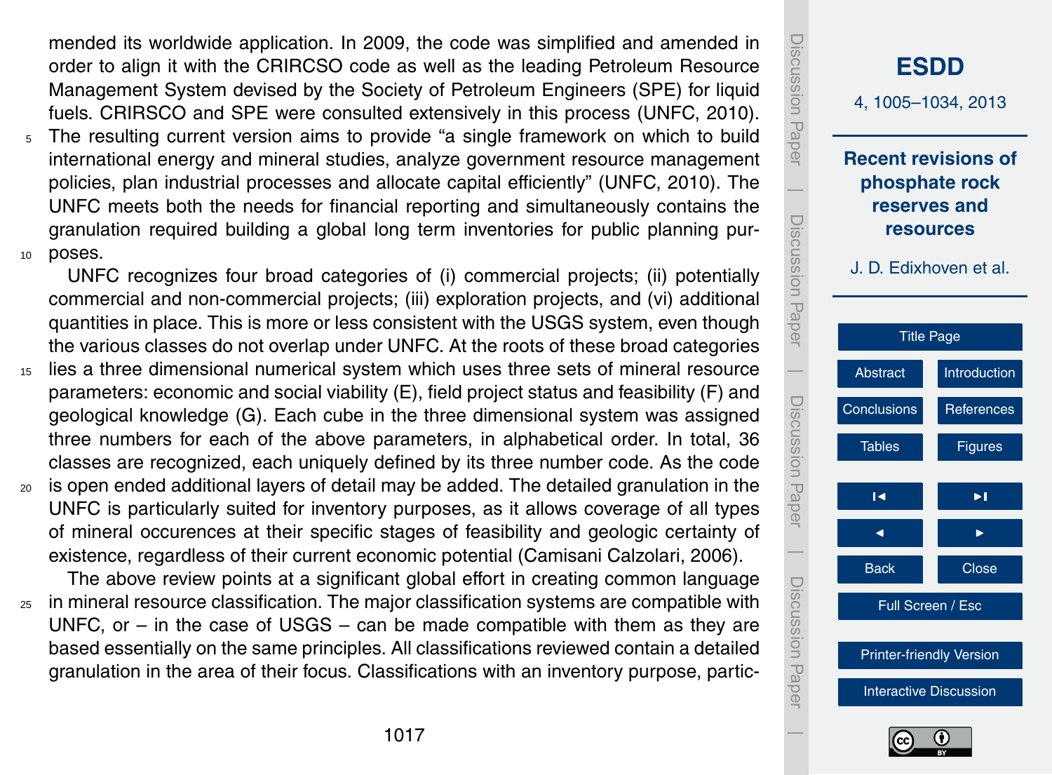mended its worldwide application. In 2009, the code was simplified and amended in order to align it with the CRIRCSO code as well as the leading Petroleum Resource Management System devised by the Society of Petroleum Engineers (SPE) for liquid fuels. CRIRSCO and SPE were consulted extensively in this process (UNFC, 2010). The resulting current version aims to provide "a single framework on which to build international energy and mineral studies, analyze government resource management policies, plan industrial processes and allocate capital efficiently" (UNFC, 2010). The UNFC meets both the needs for financial reporting and simultaneously contains the granulation required building a global long term inventories for public planning purposes.

UNFC recognizes four broad categories of (i) commercial projects; (ii) potentially commercial and non-commercial projects; (iii) exploration projects, and (vi) additional quantities in place. This is more or less consistent with the USGS system, even though the various classes do not overlap under UNFC. At the roots of these broad categories lies a three dimensional numerical system which uses three sets of mineral resource parameters: economic and social viability (E), field project status and feasibility (F) and geological knowledge (G). Each cube in the three dimensional system was assigned three numbers for each of the above parameters, in alphabetical order. In total, 36 classes are recognized, each uniquely defined by its three number code. As the code is open ended additional layers of detail may be added. The detailed granulation in the UNFC is particularly suited for inventory purposes, as it allows coverage of all types of mineral occurences at their specific stages of feasibility and geologic certainty of existence, regardless of their current economic potential (Camisani Calzolari, 2006).

The above review points at a significant global effort in creating common language in mineral resource classification. The major classification systems are compatible with UNFC, or – in the case of USGS – can be made compatible with them as they are based essentially on the same principles. All classifications reviewed contain a detailed granulation in the area of their focus. Classifications with an inventory purpose, partic-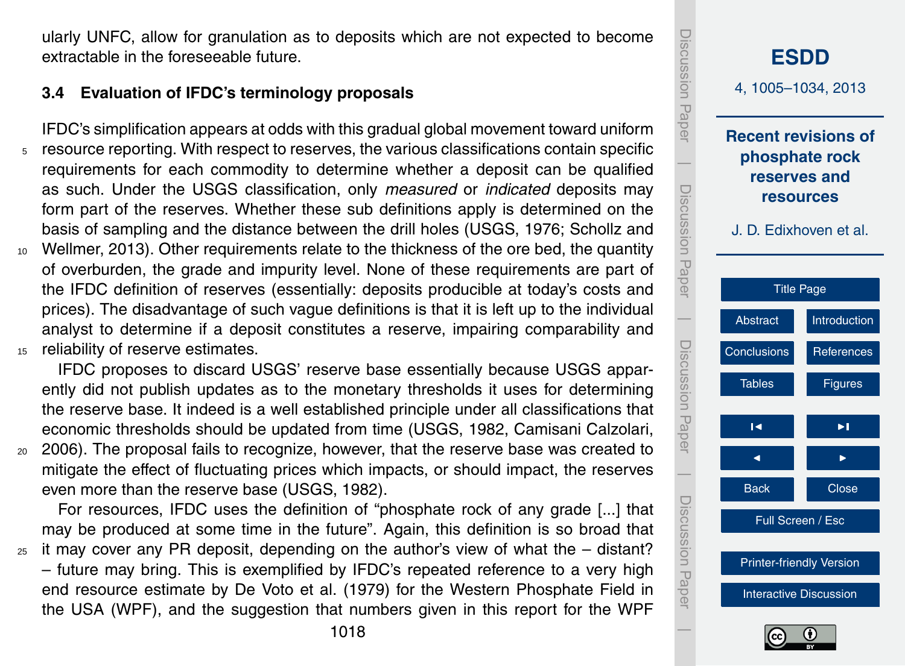ularly UNFC, allow for granulation as to deposits which are not expected to become extractable in the foreseeable future.

### 3.4 Evaluation of IFDC's terminology proposals

IFDC's simplification appears at odds with this gradual global movement toward uniform resource reporting. With respect to reserves, the various classifications contain specific requirements for each commodity to determine whether a deposit can be qualified as such. Under the USGS classification, only *measured* or *indicated* deposits may form part of the reserves. Whether these sub definitions apply is determined on the basis of sampling and the distance between the drill holes (USGS, 1976; Scholtz and Wellmer, 2013). Other requirements relate to the thickness of the ore bed, the quantity of overburden, the grade and impurity level. None of these requirements are part of the IFDC definition of reserves (essentially: deposits producible at today's costs and prices). The disadvantage of such vague definitions is that it is left up to the individual analyst to determine if a deposit constitutes a reserve, impairing comparability and reliability of reserve estimates.

IFDC proposes to discard USGS' reserve base essentially because USGS apparently did not publish updates as to the monetary thresholds it uses for determining the reserve base. It indeed is a well established principle under all classifications that economic thresholds should be updated from time (USGS, 1982, Camisani Calzolari, 2006). The proposal fails to recognize, however, that the reserve base was created to mitigate the effect of fluctuating prices which impacts, or should impact, the reserves even more than the reserve base (USGS, 1982).

For resources, IFDC uses the definition of "phosphate rock of any grade [...] that may be produced at some time in the future". Again, this definition is so broad that it may cover any PR deposit, depending on the author's view of what the – distant? – future may bring. This is exemplified by IFDC's repeated reference to a very high end resource estimate by De Voto et al. (1979) for the Western Phosphate Field in the USA (WPF), and the suggestion that numbers given in this report for the WPF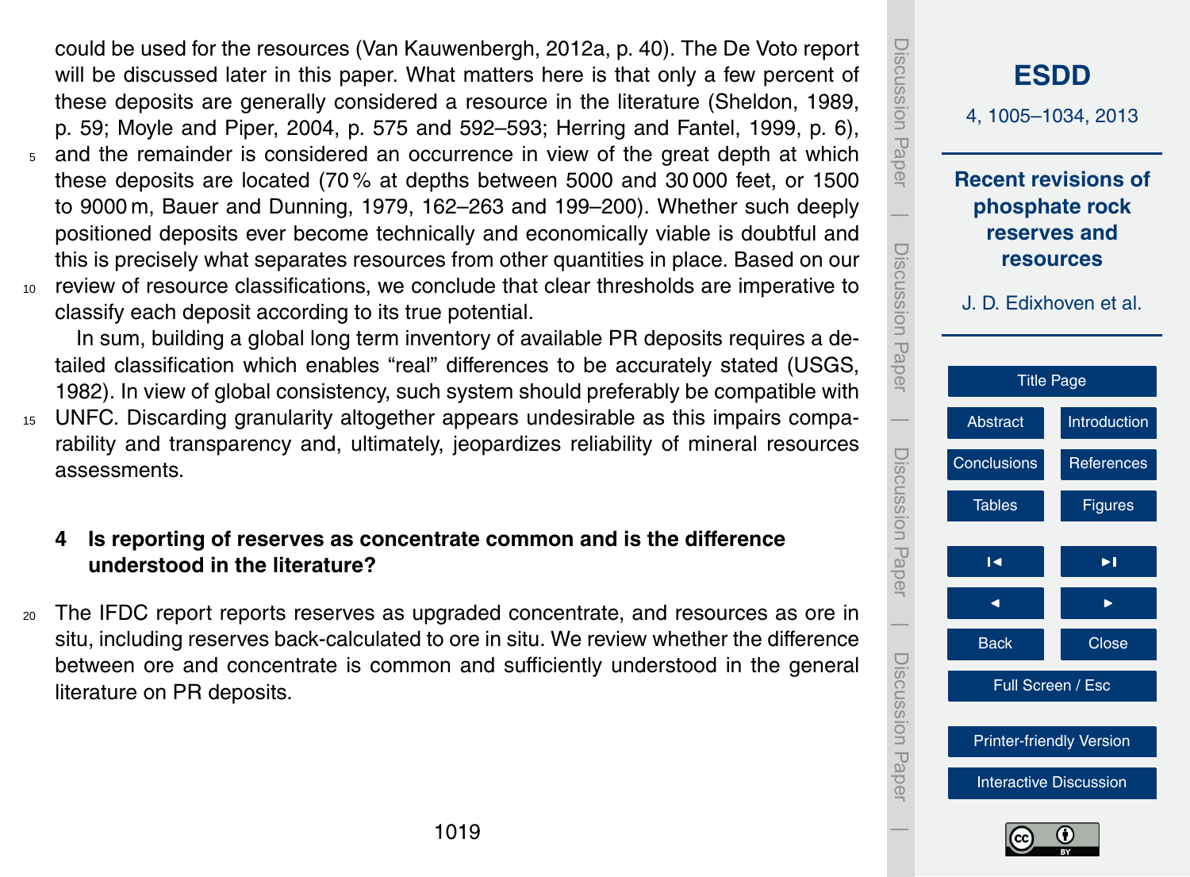could be used for the resources (Van Kauwenbergh, 2012a, p. 40). The De Voto report will be discussed later in this paper. What matters here is that only a few percent of these deposits are generally considered a resource in the literature (Sheldon, 1989, p. 59; Moyle and Piper, 2004, p. 575 and 592–593; Herring and Fantel, 1999, p. 6), and the remainder is considered an occurrence in view of the great depth at which these deposits are located (70 % at depths between 5000 and 30 000 feet, or 1500 to 9000 m, Bauer and Dunning, 1979, 162–263 and 199–200). Whether such deeply positioned deposits ever become technically and economically viable is doubtful and this is precisely what separates resources from other quantities in place. Based on our review of resource classifications, we conclude that clear thresholds are imperative to classify each deposit according to its true potential.

In sum, building a global long term inventory of available PR deposits requires a detailed classification which enables "real" differences to be accurately stated (USGS, 1982). In view of global consistency, such system should preferably be compatible with UNFC. Discarding granularity altogether appears undesirable as this impairs comparability and transparency and, ultimately, jeopardizes reliability of mineral resources assessments.

## 4 Is reporting of reserves as concentrate common and is the difference understood in the literature?

The IFDC report reports reserves as upgraded concentrate, and resources as ore in situ, including reserves back-calculated to ore in situ. We review whether the difference between ore and concentrate is common and sufficiently understood in the general literature on PR deposits.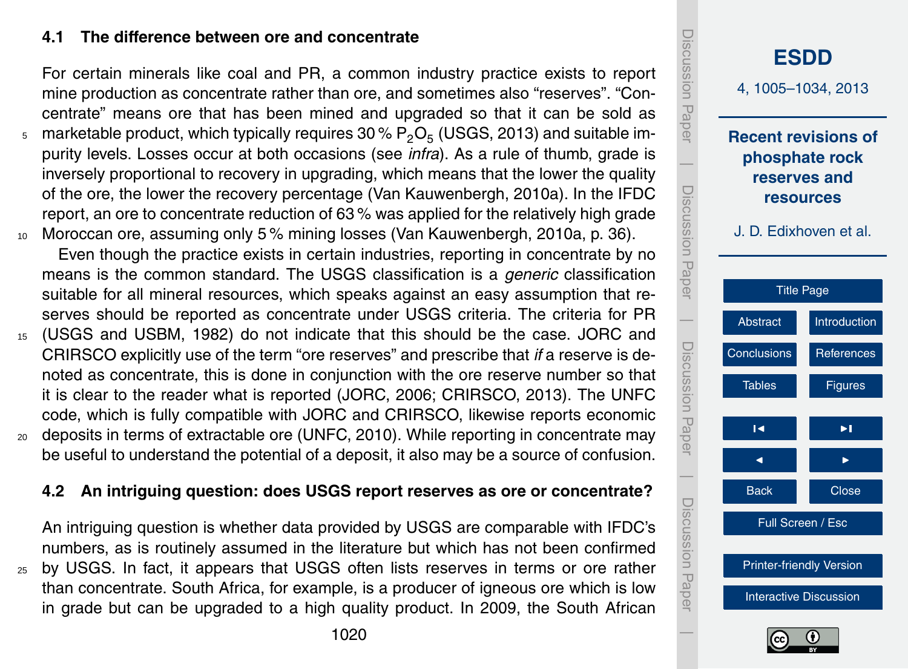### 4.1 The difference between ore and concentrate

For certain minerals like coal and PR, a common industry practice exists to report mine production as concentrate rather than ore, and sometimes also "reserves". "Concentrate" means ore that has been mined and upgraded so that it can be sold as marketable product, which typically requires 30 % $P_2O_5$ (USGS, 2013) and suitable impurity levels. Losses occur at both occasions (see *infra*). As a rule of thumb, grade is inversely proportional to recovery in upgrading, which means that the lower the quality of the ore, the lower the recovery percentage (Van Kauwenbergh, 2010a). In the IFDC report, an ore to concentrate reduction of 63 % was applied for the relatively high grade Moroccan ore, assuming only 5 % mining losses (Van Kauwenbergh, 2010a, p. 36).

Even though the practice exists in certain industries, reporting in concentrate by no means is the common standard. The USGS classification is a *generic* classification suitable for all mineral resources, which speaks against an easy assumption that reserves should be reported as concentrate under USGS criteria. The criteria for PR (USGS and USBM, 1982) do not indicate that this should be the case. JORC and CRIRSCO explicitly use of the term "ore reserves" and prescribe that *if* a reserve is denoted as concentrate, this is done in conjunction with the ore reserve number so that it is clear to the reader what is reported (JORC, 2006; CRIRSCO, 2013). The UNFC code, which is fully compatible with JORC and CRIRSCO, likewise reports economic deposits in terms of extractable ore (UNFC, 2010). While reporting in concentrate may be useful to understand the potential of a deposit, it also may be a source of confusion.

### 4.2 An intriguing question: does USGS report reserves as ore or concentrate?

An intriguing question is whether data provided by USGS are comparable with IFDC's numbers, as is routinely assumed in the literature but which has not been confirmed by USGS. In fact, it appears that USGS often lists reserves in terms or ore rather than concentrate. South Africa, for example, is a producer of igneous ore which is low in grade but can be upgraded to a high quality product. In 2009, the South African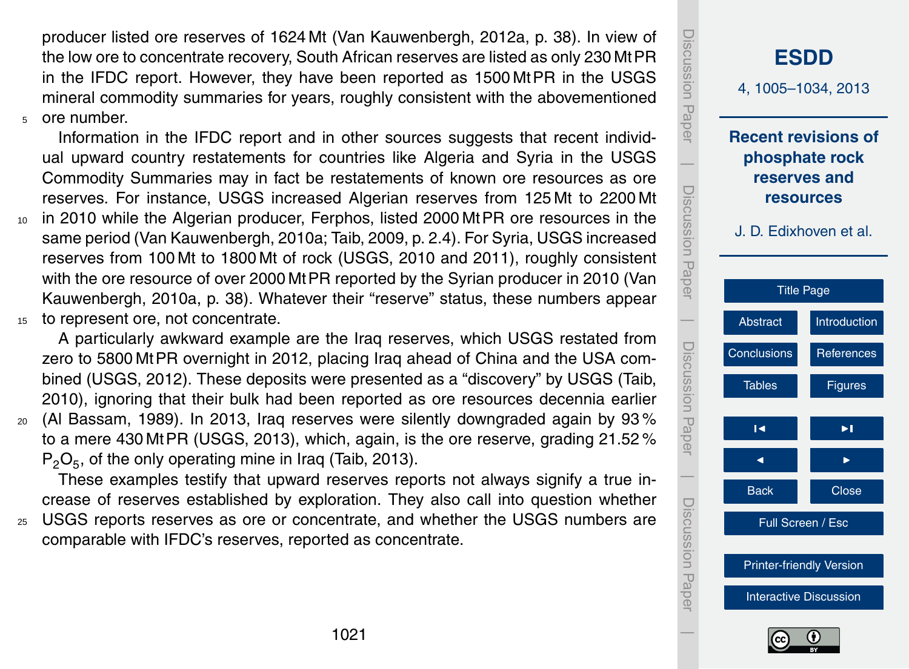producer listed ore reserves of 1624 Mt (Van Kauwenbergh, 2012a, p. 38). In view of the low ore to concentrate recovery, South African reserves are listed as only 230 Mt PR in the IFDC report. However, they have been reported as 1500 Mt PR in the USGS mineral commodity summaries for years, roughly consistent with the abovementioned ore number.

Information in the IFDC report and in other sources suggests that recent individual upward country restatements for countries like Algeria and Syria in the USGS Commodity Summaries may in fact be restatements of known ore resources as ore reserves. For instance, USGS increased Algerian reserves from 125 Mt to 2200 Mt in 2010 while the Algerian producer, Ferphos, listed 2000 Mt PR ore resources in the same period (Van Kauwenbergh, 2010a; Taib, 2009, p. 2.4). For Syria, USGS increased reserves from 100 Mt to 1800 Mt of rock (USGS, 2010 and 2011), roughly consistent with the ore resource of over 2000 Mt PR reported by the Syrian producer in 2010 (Van Kauwenbergh, 2010a, p. 38). Whatever their "reserve" status, these numbers appear to represent ore, not concentrate.

A particularly awkward example are the Iraq reserves, which USGS restated from zero to 5800 Mt PR overnight in 2012, placing Iraq ahead of China and the USA combined (USGS, 2012). These deposits were presented as a "discovery" by USGS (Taib, 2010), ignoring that their bulk had been reported as ore resources decennia earlier (Al Bassam, 1989). In 2013, Iraq reserves were silently downgraded again by 93 % to a mere 430 Mt PR (USGS, 2013), which, again, is the ore reserve, grading 21.52 % $P_2O_5$, of the only operating mine in Iraq (Taib, 2013).

These examples testify that upward reserves reports not always signify a true increase of reserves established by exploration. They also call into question whether USGS reports reserves as ore or concentrate, and whether the USGS numbers are comparable with IFDC's reserves, reported as concentrate.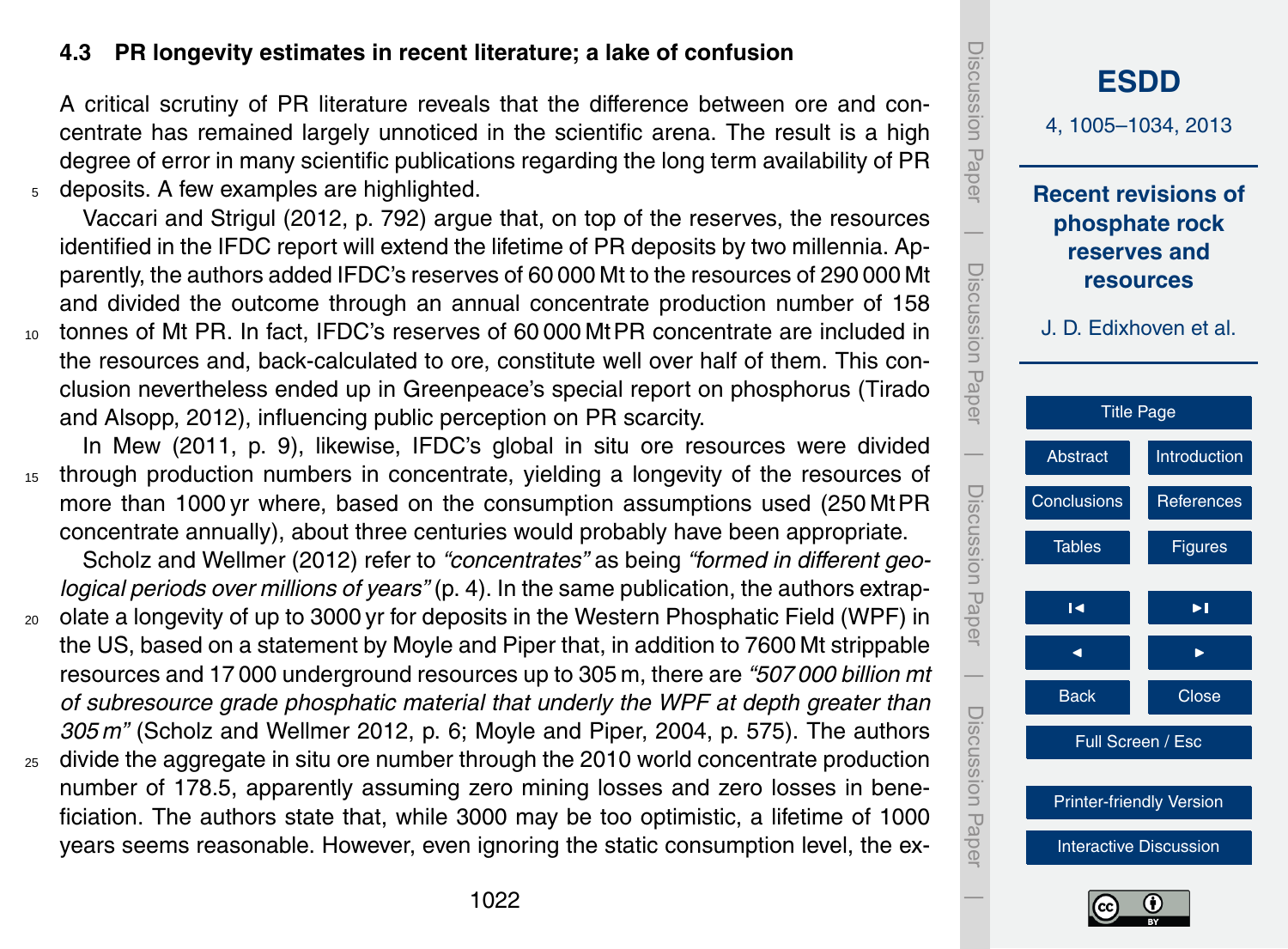### 4.3 PR longevity estimates in recent literature; a lake of confusion

A critical scrutiny of PR literature reveals that the difference between ore and concentrate has remained largely unnoticed in the scientific arena. The result is a high degree of error in many scientific publications regarding the long term availability of PR deposits. A few examples are highlighted.

Vaccari and Strigul (2012, p. 792) argue that, on top of the reserves, the resources identified in the IFDC report will extend the lifetime of PR deposits by two millennia. Apparently, the authors added IFDC's reserves of 60 000 Mt to the resources of 290 000 Mt and divided the outcome through an annual concentrate production number of 158 tonnes of Mt PR. In fact, IFDC's reserves of 60 000 Mt PR concentrate are included in the resources and, back-calculated to ore, constitute well over half of them. This conclusion nevertheless ended up in Greenpeace's special report on phosphorus (Tirado and Alsopp, 2012), influencing public perception on PR scarcity.

In Mew (2011, p. 9), likewise, IFDC's global in situ ore resources were divided through production numbers in concentrate, yielding a longevity of the resources of more than 1000 yr where, based on the consumption assumptions used (250 Mt PR concentrate annually), about three centuries would probably have been appropriate.

Scholz and Wellmer (2012) refer to *"concentrates"* as being *"formed in different geological periods over millions of years"* (p. 4). In the same publication, the authors extrapolate a longevity of up to 3000 yr for deposits in the Western Phosphatic Field (WPF) in the US, based on a statement by Moyle and Piper that, in addition to 7600 Mt strippable resources and 17 000 underground resources up to 305 m, there are *"507 000 billion mt of subresource grade phosphatic material that underly the WPF at depth greater than 305 m"* (Scholz and Wellmer 2012, p. 6; Moyle and Piper, 2004, p. 575). The authors divide the aggregate in situ ore number through the 2010 world concentrate production number of 178.5, apparently assuming zero mining losses and zero losses in beneficiation. The authors state that, while 3000 may be too optimistic, a lifetime of 1000 years seems reasonable. However, even ignoring the static consumption level, the ex-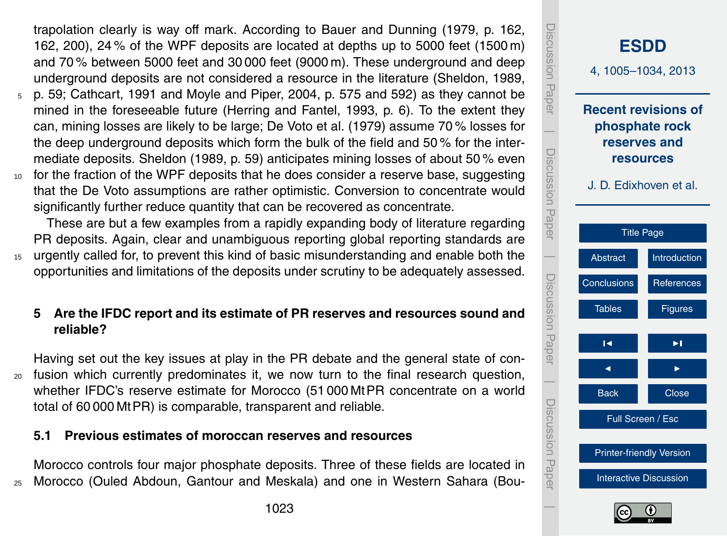trapolation clearly is way off mark. According to Bauer and Dunning (1979, p. 162, 162, 200), 24 % of the WPF deposits are located at depths up to 5000 feet (1500 m) and 70 % between 5000 feet and 30 000 feet (9000 m). These underground and deep underground deposits are not considered a resource in the literature (Sheldon, 1989, p. 59; Cathcart, 1991 and Moyle and Piper, 2004, p. 575 and 592) as they cannot be mined in the foreseeable future (Herring and Fantel, 1993, p. 6). To the extent they can, mining losses are likely to be large; De Voto et al. (1979) assume 70 % losses for the deep underground deposits which form the bulk of the field and 50 % for the intermediate deposits. Sheldon (1989, p. 59) anticipates mining losses of about 50 % even for the fraction of the WPF deposits that he does consider a reserve base, suggesting that the De Voto assumptions are rather optimistic. Conversion to concentrate would significantly further reduce quantity that can be recovered as concentrate.

These are but a few examples from a rapidly expanding body of literature regarding PR deposits. Again, clear and unambiguous reporting global reporting standards are urgently called for, to prevent this kind of basic misunderstanding and enable both the opportunities and limitations of the deposits under scrutiny to be adequately assessed.

## 5 Are the IFDC report and its estimate of PR reserves and resources sound and reliable?

Having set out the key issues at play in the PR debate and the general state of confusion which currently predominates it, we now turn to the final research question, whether IFDC's reserve estimate for Morocco (51 000 Mt PR concentrate on a world total of 60 000 Mt PR) is comparable, transparent and reliable.

### 5.1 Previous estimates of moroccan reserves and resources

Morocco controls four major phosphate deposits. Three of these fields are located in Morocco (Ouled Abdoun, Gantour and Meskala) and one in Western Sahara (Bou-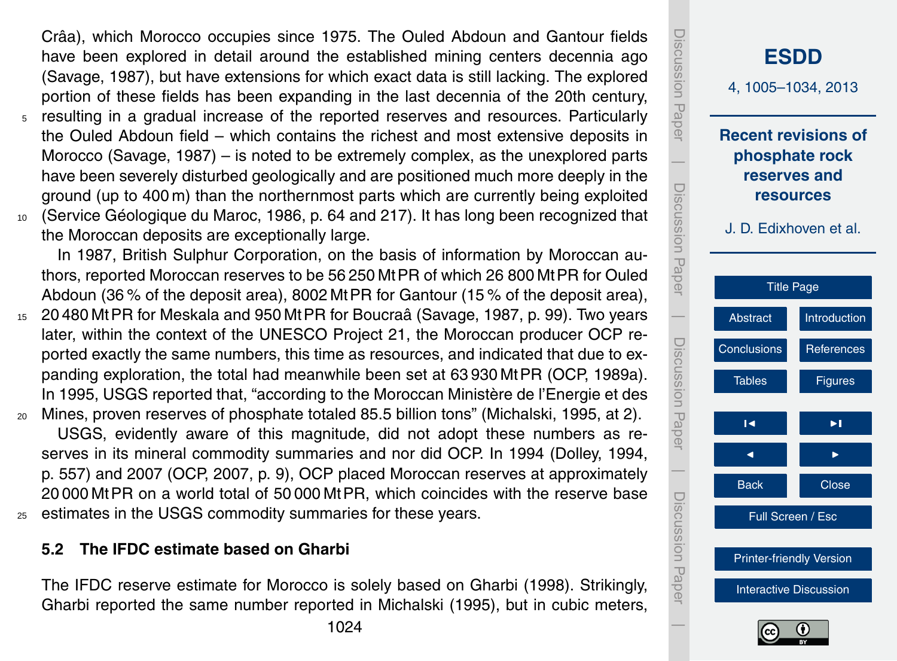Crâa), which Morocco occupies since 1975. The Ouled Abdoun and Gantour fields have been explored in detail around the established mining centers decennia ago (Savage, 1987), but have extensions for which exact data is still lacking. The explored portion of these fields has been expanding in the last decennia of the 20th century, resulting in a gradual increase of the reported reserves and resources. Particularly the Ouled Abdoun field – which contains the richest and most extensive deposits in Morocco (Savage, 1987) – is noted to be extremely complex, as the unexplored parts have been severely disturbed geologically and are positioned much more deeply in the ground (up to 400 m) than the northernmost parts which are currently being exploited (Service Géologique du Maroc, 1986, p. 64 and 217). It has long been recognized that the Moroccan deposits are exceptionally large.

In 1987, British Sulphur Corporation, on the basis of information by Moroccan authors, reported Moroccan reserves to be 56 250 Mt PR of which 26 800 Mt PR for Ouled Abdoun (36 % of the deposit area), 8002 Mt PR for Gantour (15 % of the deposit area), 20 480 Mt PR for Meskala and 950 Mt PR for Boucraâ (Savage, 1987, p. 99). Two years later, within the context of the UNESCO Project 21, the Moroccan producer OCP reported exactly the same numbers, this time as resources, and indicated that due to expanding exploration, the total had meanwhile been set at 63 930 Mt PR (OCP, 1989a). In 1995, USGS reported that, "according to the Moroccan Ministère de l'Energie et des Mines, proven reserves of phosphate totaled 85.5 billion tons" (Michalski, 1995, at 2).

USGS, evidently aware of this magnitude, did not adopt these numbers as reserves in its mineral commodity summaries and nor did OCP. In 1994 (Dolley, 1994, p. 557) and 2007 (OCP, 2007, p. 9), OCP placed Moroccan reserves at approximately 20 000 Mt PR on a world total of 50 000 Mt PR, which coincides with the reserve base estimates in the USGS commodity summaries for these years.

### 5.2 The IFDC estimate based on Gharbi

The IFDC reserve estimate for Morocco is solely based on Gharbi (1998). Strikingly, Gharbi reported the same number reported in Michalski (1995), but in cubic meters,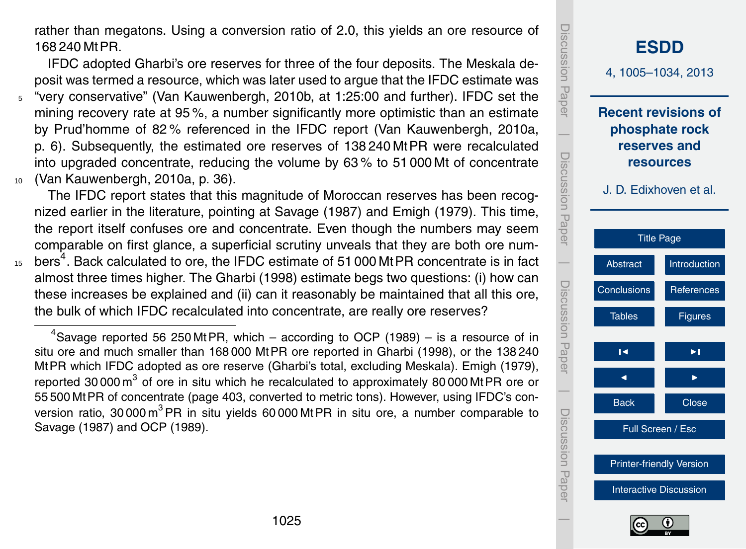rather than megatons. Using a conversion ratio of 2.0, this yields an ore resource of 168 240 Mt PR.

IFDC adopted Gharbi's ore reserves for three of the four deposits. The Meskala deposit was termed a resource, which was later used to argue that the IFDC estimate was "very conservative" (Van Kauwenbergh, 2010b, at 1:25:00 and further). IFDC set the mining recovery rate at 95 %, a number significantly more optimistic than an estimate by Prud'homme of 82 % referenced in the IFDC report (Van Kauwenbergh, 2010a, p. 6). Subsequently, the estimated ore reserves of 138 240 Mt PR were recalculated into upgraded concentrate, reducing the volume by 63 % to 51 000 Mt of concentrate (Van Kauwenbergh, 2010a, p. 36).

The IFDC report states that this magnitude of Moroccan reserves has been recognized earlier in the literature, pointing at Savage (1987) and Emigh (1979). This time, the report itself confuses ore and concentrate. Even though the numbers may seem comparable on first glance, a superficial scrutiny unveals that they are both ore numbers[4]. Back calculated to ore, the IFDC estimate of 51 000 Mt PR concentrate is in fact almost three times higher. The Gharbi (1998) estimate begs two questions: (i) how can these increases be explained and (ii) can it reasonably be maintained that all this ore, the bulk of which IFDC recalculated into concentrate, are really ore reserves?

[4]Savage reported 56 250 Mt PR, which – according to OCP (1989) – is a resource of in situ ore and much smaller than 168 000 Mt PR ore reported in Gharbi (1998), or the 138 240 Mt PR which IFDC adopted as ore reserve (Gharbi's total, excluding Meskala). Emigh (1979), reported 30 000 $m^3$ of ore in situ which he recalculated to approximately 80 000 Mt PR ore or 55 500 Mt PR of concentrate (page 403, converted to metric tons). However, using IFDC's conversion ratio, 30 000 $m^3$ PR in situ yields 60 000 Mt PR in situ ore, a number comparable to Savage (1987) and OCP (1989).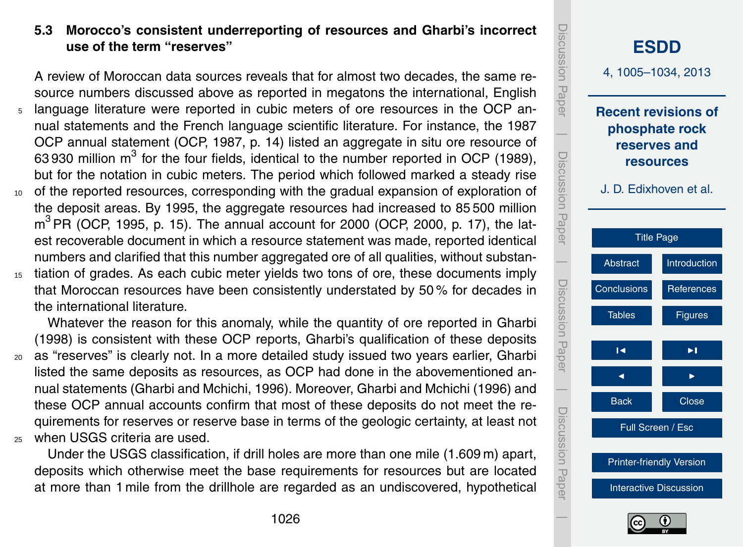### 5.3 Morocco's consistent underreporting of resources and Gharbi's incorrect use of the term "reserves"

A review of Moroccan data sources reveals that for almost two decades, the same resource numbers discussed above as reported in megatons the international, English language literature were reported in cubic meters of ore resources in the OCP annual statements and the French language scientific literature. For instance, the 1987 OCP annual statement (OCP, 1987, p. 14) listed an aggregate in situ ore resource of 63 930 million $m^3$ for the four fields, identical to the number reported in OCP (1989), but for the notation in cubic meters. The period which followed marked a steady rise of the reported resources, corresponding with the gradual expansion of exploration of the deposit areas. By 1995, the aggregate resources had increased to 85 500 million $m^3$ PR (OCP, 1995, p. 15). The annual account for 2000 (OCP, 2000, p. 17), the latest recoverable document in which a resource statement was made, reported identical numbers and clarified that this number aggregated ore of all qualities, without substantiation of grades. As each cubic meter yields two tons of ore, these documents imply that Moroccan resources have been consistently understated by 50 % for decades in the international literature.

Whatever the reason for this anomaly, while the quantity of ore reported in Gharbi (1998) is consistent with these OCP reports, Gharbi's qualification of these deposits as "reserves" is clearly not. In a more detailed study issued two years earlier, Gharbi listed the same deposits as resources, as OCP had done in the abovementioned annual statements (Gharbi and Mchichi, 1996). Moreover, Gharbi and Mchichi (1996) and these OCP annual accounts confirm that most of these deposits do not meet the requirements for reserves or reserve base in terms of the geologic certainty, at least not when USGS criteria are used.

Under the USGS classification, if drill holes are more than one mile (1.609 m) apart, deposits which otherwise meet the base requirements for resources but are located at more than 1 mile from the drillhole are regarded as an undiscovered, hypothetical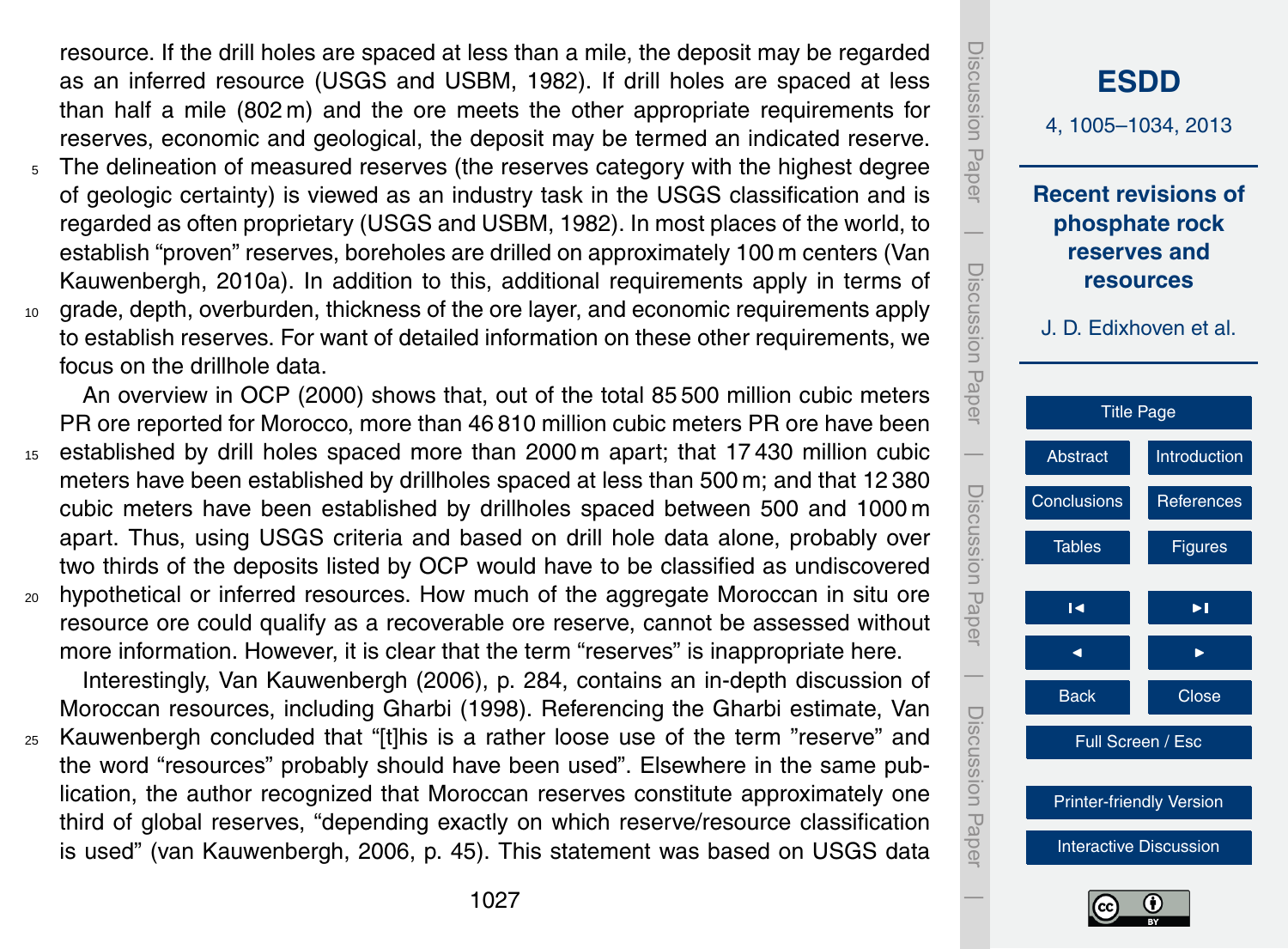resource. If the drill holes are spaced at less than a mile, the deposit may be regarded as an inferred resource (USGS and USBM, 1982). If drill holes are spaced at less than half a mile (802 m) and the ore meets the other appropriate requirements for reserves, economic and geological, the deposit may be termed an indicated reserve. The delineation of measured reserves (the reserves category with the highest degree of geologic certainty) is viewed as an industry task in the USGS classification and is regarded as often proprietary (USGS and USBM, 1982). In most places of the world, to establish "proven" reserves, boreholes are drilled on approximately 100 m centers (Van Kauwenbergh, 2010a). In addition to this, additional requirements apply in terms of grade, depth, overburden, thickness of the ore layer, and economic requirements apply to establish reserves. For want of detailed information on these other requirements, we focus on the drillhole data.

An overview in OCP (2000) shows that, out of the total 85 500 million cubic meters PR ore reported for Morocco, more than 46 810 million cubic meters PR ore have been established by drill holes spaced more than 2000 m apart; that 17 430 million cubic meters have been established by drillholes spaced at less than 500 m; and that 12 380 cubic meters have been established by drillholes spaced between 500 and 1000 m apart. Thus, using USGS criteria and based on drill hole data alone, probably over two thirds of the deposits listed by OCP would have to be classified as undiscovered hypothetical or inferred resources. How much of the aggregate Moroccan in situ ore resource ore could qualify as a recoverable ore reserve, cannot be assessed without more information. However, it is clear that the term "reserves" is inappropriate here.

Interestingly, Van Kauwenbergh (2006), p. 284, contains an in-depth discussion of Moroccan resources, including Gharbi (1998). Referencing the Gharbi estimate, Van Kauwenbergh concluded that "[t]his is a rather loose use of the term "reserve" and the word "resources" probably should have been used". Elsewhere in the same publication, the author recognized that Moroccan reserves constitute approximately one third of global reserves, "depending exactly on which reserve/resource classification is used" (van Kauwenbergh, 2006, p. 45). This statement was based on USGS data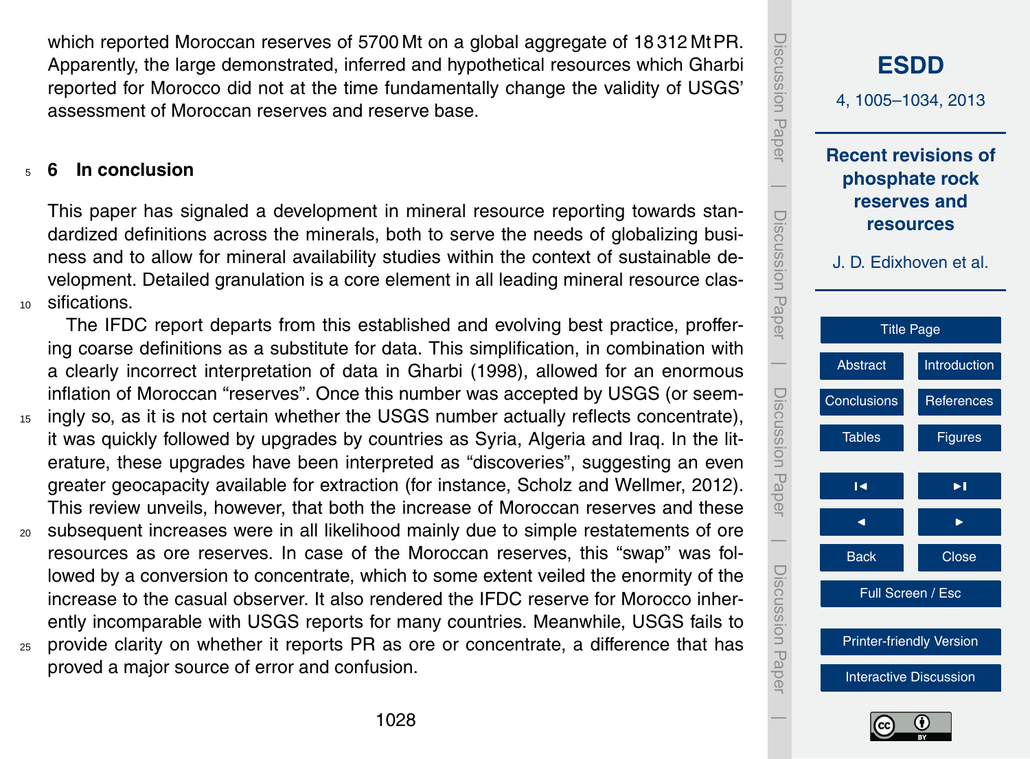which reported Moroccan reserves of 5700 Mt on a global aggregate of 18 312 Mt PR. Apparently, the large demonstrated, inferred and hypothetical resources which Gharbi reported for Morocco did not at the time fundamentally change the validity of USGS' assessment of Moroccan reserves and reserve base.

## 6 In conclusion

This paper has signaled a development in mineral resource reporting towards standardized definitions across the minerals, both to serve the needs of globalizing business and to allow for mineral availability studies within the context of sustainable development. Detailed granulation is a core element in all leading mineral resource classifications.

The IFDC report departs from this established and evolving best practice, proffering coarse definitions as a substitute for data. This simplification, in combination with a clearly incorrect interpretation of data in Gharbi (1998), allowed for an enormous inflation of Moroccan "reserves". Once this number was accepted by USGS (or seemingly so, as it is not certain whether the USGS number actually reflects concentrate), it was quickly followed by upgrades by countries as Syria, Algeria and Iraq. In the literature, these upgrades have been interpreted as "discoveries", suggesting an even greater geocapacity available for extraction (for instance, Scholz and Wellmer, 2012). This review unveils, however, that both the increase of Moroccan reserves and these subsequent increases were in all likelihood mainly due to simple restatements of ore resources as ore reserves. In case of the Moroccan reserves, this "swap" was followed by a conversion to concentrate, which to some extent veiled the enormity of the increase to the casual observer. It also rendered the IFDC reserve for Morocco inherently incomparable with USGS reports for many countries. Meanwhile, USGS fails to provide clarity on whether it reports PR as ore or concentrate, a difference that has proved a major source of error and confusion.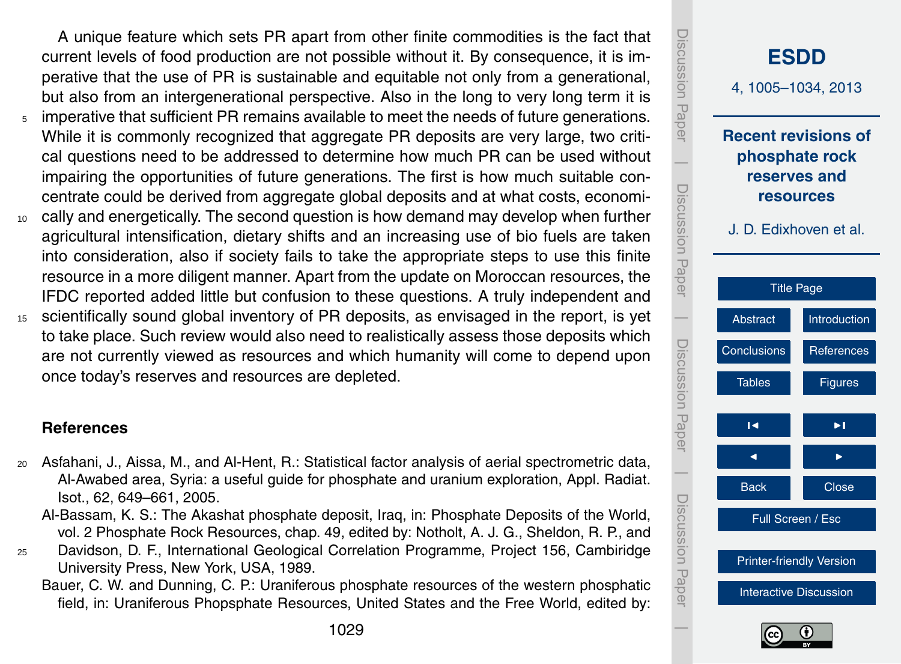A unique feature which sets PR apart from other finite commodities is the fact that current levels of food production are not possible without it. By consequence, it is imperative that the use of PR is sustainable and equitable not only from a generational, but also from an intergenerational perspective. Also in the long to very long term it is imperative that sufficient PR remains available to meet the needs of future generations. While it is commonly recognized that aggregate PR deposits are very large, two critical questions need to be addressed to determine how much PR can be used without impairing the opportunities of future generations. The first is how much suitable concentrate could be derived from aggregate global deposits and at what costs, economically and energetically. The second question is how demand may develop when further agricultural intensification, dietary shifts and an increasing use of bio fuels are taken into consideration, also if society fails to take the appropriate steps to use this finite resource in a more diligent manner. Apart from the update on Moroccan resources, the IFDC reported added little but confusion to these questions. A truly independent and scientifically sound global inventory of PR deposits, as envisaged in the report, is yet to take place. Such review would also need to realistically assess those deposits which are not currently viewed as resources and which humanity will come to depend upon once today's reserves and resources are depleted.

## References

Asfahani, J., Aissa, M., and Al-Hent, R.: Statistical factor analysis of aerial spectrometric data, Al-Awabed area, Syria: a useful guide for phosphate and uranium exploration, Appl. Radiat. Isot., 62, 649–661, 2005.

Al-Bassam, K. S.: The Akashat phosphate deposit, Iraq, in: Phosphate Deposits of the World, vol. 2 Phosphate Rock Resources, chap. 49, edited by: Notholt, A. J. G., Sheldon, R. P., and Davidson, D. F., International Geological Correlation Programme, Project 156, Cambiridge University Press, New York, USA, 1989.

Bauer, C. W. and Dunning, C. P.: Uraniferous phosphate resources of the western phosphatic field, in: Uraniferous Popsphate Resources, United States and the Free World, edited by: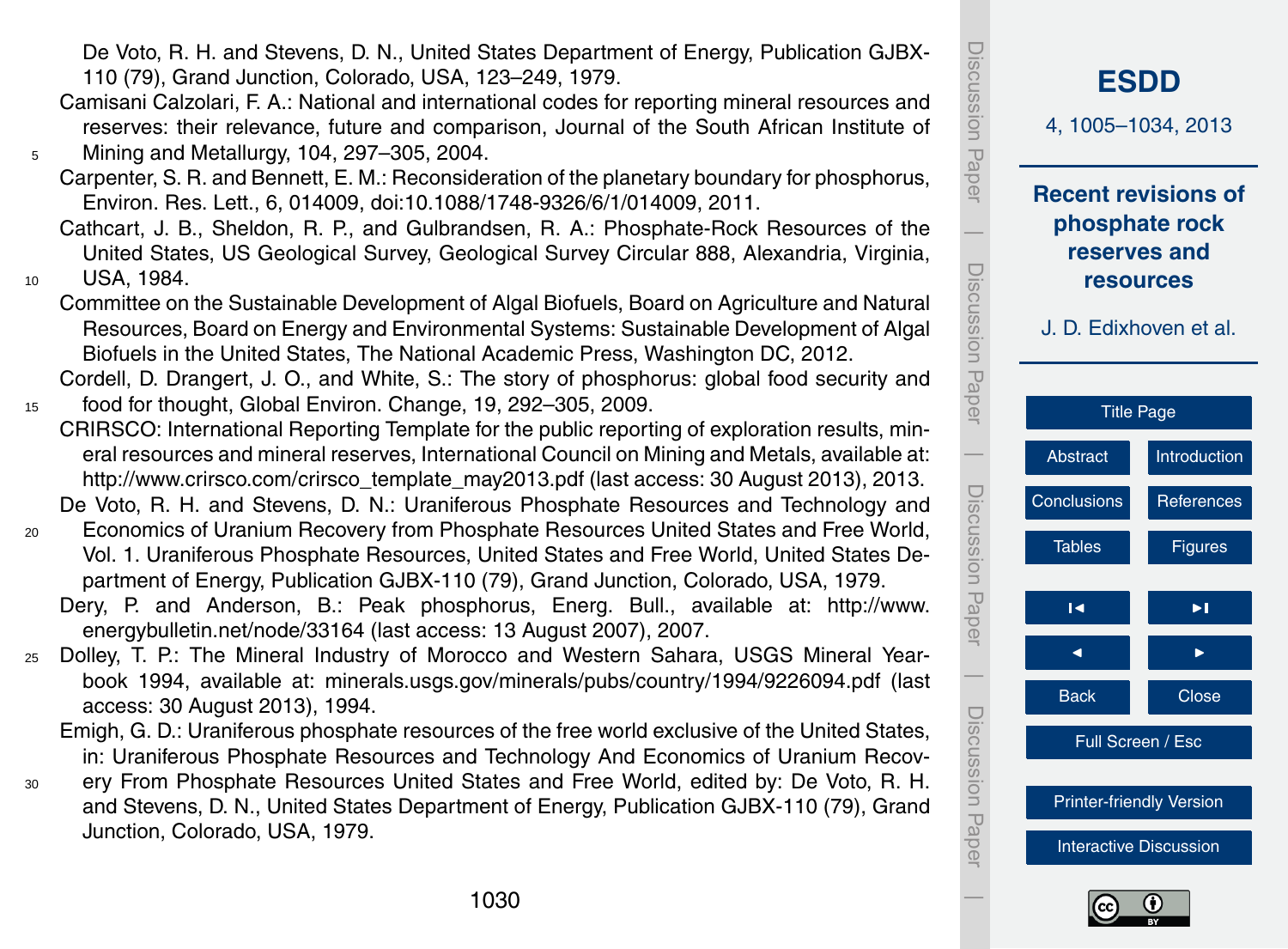De Voto, R. H. and Stevens, D. N., United States Department of Energy, Publication GJBX-110 (79), Grand Junction, Colorado, USA, 123–249, 1979.

Camisani Calzolari, F. A.: National and international codes for reporting mineral resources and reserves: their relevance, future and comparison, Journal of the South African Institute of Mining and Metallurgy, 104, 297–305, 2004.

Carpenter, S. R. and Bennett, E. M.: Reconsideration of the planetary boundary for phosphorus, Environ. Res. Lett., 6, 014009, doi:10.1088/1748-9326/6/1/014009, 2011.

Cathcart, J. B., Sheldon, R. P., and Gulbrandsen, R. A.: Phosphate-Rock Resources of the United States, US Geological Survey, Geological Survey Circular 888, Alexandria, Virginia, USA, 1984.

Committee on the Sustainable Development of Algal Biofuels, Board on Agriculture and Natural Resources, Board on Energy and Environmental Systems: Sustainable Development of Algal Biofuels in the United States, The National Academic Press, Washington DC, 2012.

Cordell, D. Drangert, J. O., and White, S.: The story of phosphorus: global food security and food for thought, Global Environ. Change, 19, 292–305, 2009.

CRIRSCO: International Reporting Template for the public reporting of exploration results, mineral resources and mineral reserves, International Council on Mining and Metals, available at: http://www.crirsco.com/crirsco_template_may2013.pdf (last access: 30 August 2013), 2013.

De Voto, R. H. and Stevens, D. N.: Uraniferous Phosphate Resources and Technology and Economics of Uranium Recovery from Phosphate Resources United States and Free World, Vol. 1. Uraniferous Phosphate Resources, United States and Free World, United States Department of Energy, Publication GJBX-110 (79), Grand Junction, Colorado, USA, 1979.

Dery, P. and Anderson, B.: Peak phosphorus, Energ. Bull., available at: http://www.energybulletin.net/node/33164 (last access: 13 August 2007), 2007.

Dolley, T. P.: The Mineral Industry of Morocco and Western Sahara, USGS Mineral Yearbook 1994, available at: minerals.usgs.gov/minerals/pubs/country/1994/9226094.pdf (last access: 30 August 2013), 1994.

Emigh, G. D.: Uraniferous phosphate resources of the free world exclusive of the United States, in: Uraniferous Phosphate Resources and Technology And Economics of Uranium Recovery From Phosphate Resources United States and Free World, edited by: De Voto, R. H. and Stevens, D. N., United States Department of Energy, Publication GJBX-110 (79), Grand Junction, Colorado, USA, 1979.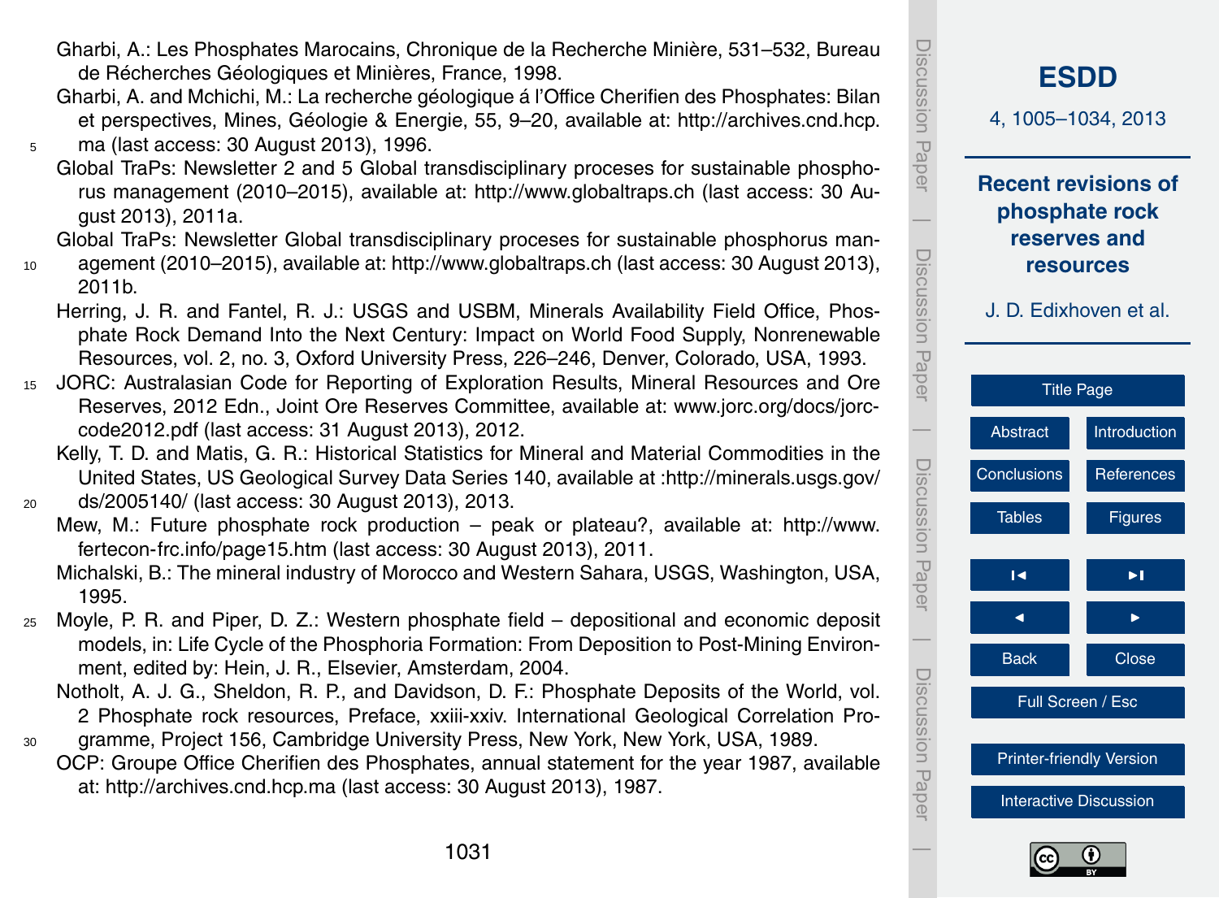Gharbi, A.: Les Phosphates Marocains, Chronique de la Recherche Minière, 531–532, Bureau de Récherches Géologiques et Minières, France, 1998.

Gharbi, A. and Mchichi, M.: La recherche géologique á l'Office Cherifien des Phosphates: Bilan et perspectives, Mines, Géologie & Energie, 55, 9–20, available at: http://archives.cnd.hcp.ma (last access: 30 August 2013), 1996.

Global TraPs: Newsletter 2 and 5 Global transdisciplinary proceses for sustainable phosphorus management (2010–2015), available at: http://www.globaltraps.ch (last access: 30 August 2013), 2011a.

Global TraPs: Newsletter Global transdisciplinary proceses for sustainable phosphorus management (2010–2015), available at: http://www.globaltraps.ch (last access: 30 August 2013), 2011b.

Herring, J. R. and Fantel, R. J.: USGS and USBM, Minerals Availability Field Office, Phosphate Rock Demand Into the Next Century: Impact on World Food Supply, Nonrenewable Resources, vol. 2, no. 3, Oxford University Press, 226–246, Denver, Colorado, USA, 1993.

JORC: Australasian Code for Reporting of Exploration Results, Mineral Resources and Ore Reserves, 2012 Edn., Joint Ore Reserves Committee, available at: www.jorc.org/docs/jorccode2012.pdf (last access: 31 August 2013), 2012.

Kelly, T. D. and Matis, G. R.: Historical Statistics for Mineral and Material Commodities in the United States, US Geological Survey Data Series 140, available at :http://minerals.usgs.gov/ds/2005140/ (last access: 30 August 2013), 2013.

Mew, M.: Future phosphate rock production – peak or plateau?, available at: http://www.fertecon-frc.info/page15.htm (last access: 30 August 2013), 2011.

Michalski, B.: The mineral industry of Morocco and Western Sahara, USGS, Washington, USA, 1995.

Moyle, P. R. and Piper, D. Z.: Western phosphate field – depositional and economic deposit models, in: Life Cycle of the Phosphoria Formation: From Deposition to Post-Mining Environment, edited by: Hein, J. R., Elsevier, Amsterdam, 2004.

Notholt, A. J. G., Sheldon, R. P., and Davidson, D. F.: Phosphate Deposits of the World, vol. 2 Phosphate rock resources, Preface, xxiii-xxiv. International Geological Correlation Programme, Project 156, Cambridge University Press, New York, New York, USA, 1989.

OCP: Groupe Office Cherifien des Phosphates, annual statement for the year 1987, available at: http://archives.cnd.hcp.ma (last access: 30 August 2013), 1987.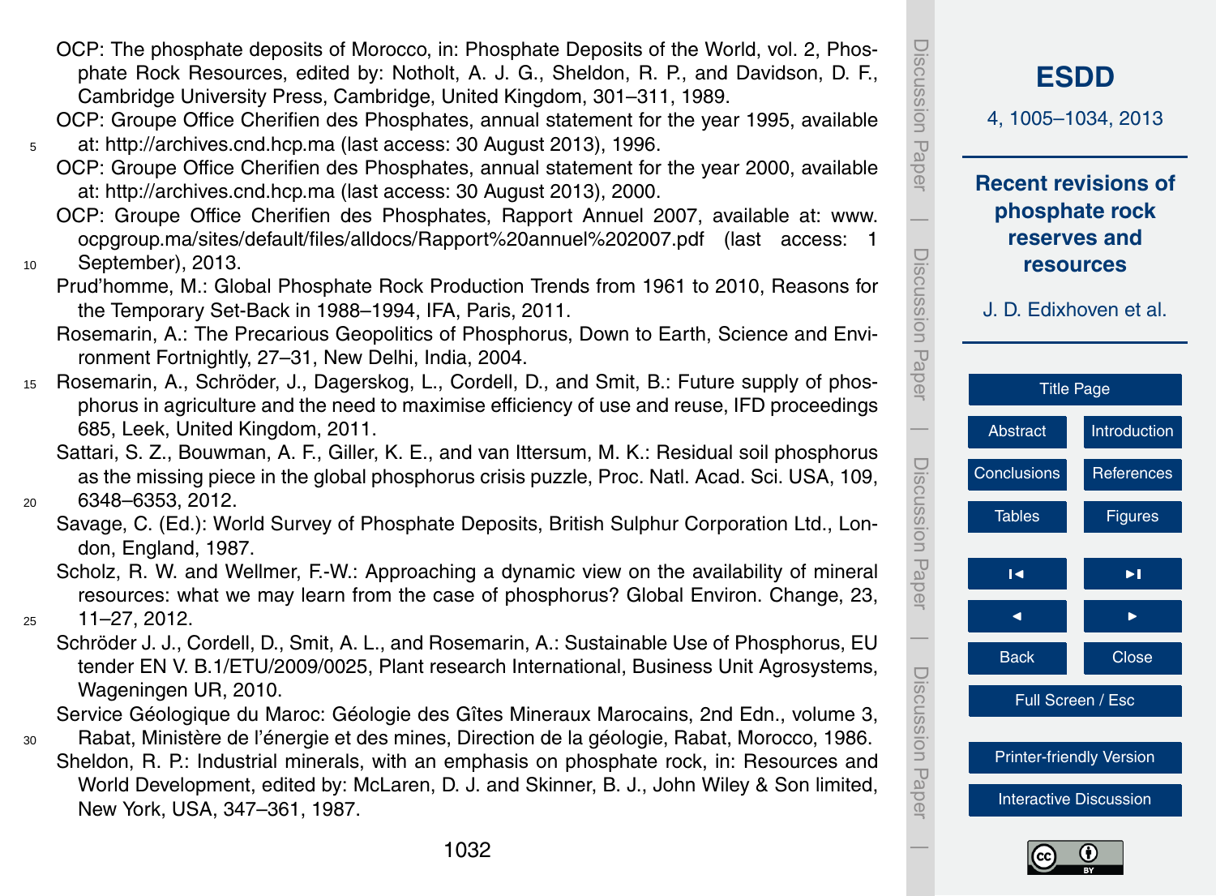OCP: The phosphate deposits of Morocco, in: Phosphate Deposits of the World, vol. 2, Phosphate Rock Resources, edited by: Notholt, A. J. G., Sheldon, R. P., and Davidson, D. F., Cambridge University Press, Cambridge, United Kingdom, 301–311, 1989.

OCP: Groupe Office Cherifien des Phosphates, annual statement for the year 1995, available at: http://archives.cnd.hcp.ma (last access: 30 August 2013), 1996.

OCP: Groupe Office Cherifien des Phosphates, annual statement for the year 2000, available at: http://archives.cnd.hcp.ma (last access: 30 August 2013), 2000.

OCP: Groupe Office Cherifien des Phosphates, Rapport Annuel 2007, available at: www.ocpgroup.ma/sites/default/files/alldocs/Rapport%20annuel%202007.pdf (last access: 1 September), 2013.

Prud'homme, M.: Global Phosphate Rock Production Trends from 1961 to 2010, Reasons for the Temporary Set-Back in 1988–1994, IFA, Paris, 2011.

Rosemarin, A.: The Precarious Geopolitics of Phosphorus, Down to Earth, Science and Environment Fortnightly, 27–31, New Delhi, India, 2004.

Rosemarin, A., Schröder, J., Dagerskog, L., Cordell, D., and Smit, B.: Future supply of phosphorus in agriculture and the need to maximise efficiency of use and reuse, IFD proceedings 685, Leek, United Kingdom, 2011.

Sattari, S. Z., Bouwman, A. F., Giller, K. E., and van Ittersum, M. K.: Residual soil phosphorus as the missing piece in the global phosphorus crisis puzzle, Proc. Natl. Acad. Sci. USA, 109, 6348–6353, 2012.

Savage, C. (Ed.): World Survey of Phosphate Deposits, British Sulphur Corporation Ltd., London, England, 1987.

Scholz, R. W. and Wellmer, F.-W.: Approaching a dynamic view on the availability of mineral resources: what we may learn from the case of phosphorus? Global Environ. Change, 23, 11–27, 2012.

Schröder J. J., Cordell, D., Smit, A. L., and Rosemarin, A.: Sustainable Use of Phosphorus, EU tender EN V. B.1/ETU/2009/0025, Plant research International, Business Unit Agrosystems, Wageningen UR, 2010.

Service Géologique du Maroc: Géologie des Gîtes Mineraux Marocains, 2nd Edn., volume 3, Rabat, Ministère de l'énergie et des mines, Direction de la géologie, Rabat, Morocco, 1986.

Sheldon, R. P.: Industrial minerals, with an emphasis on phosphate rock, in: Resources and World Development, edited by: McLaren, D. J. and Skinner, B. J., John Wiley & Son limited, New York, USA, 347–361, 1987.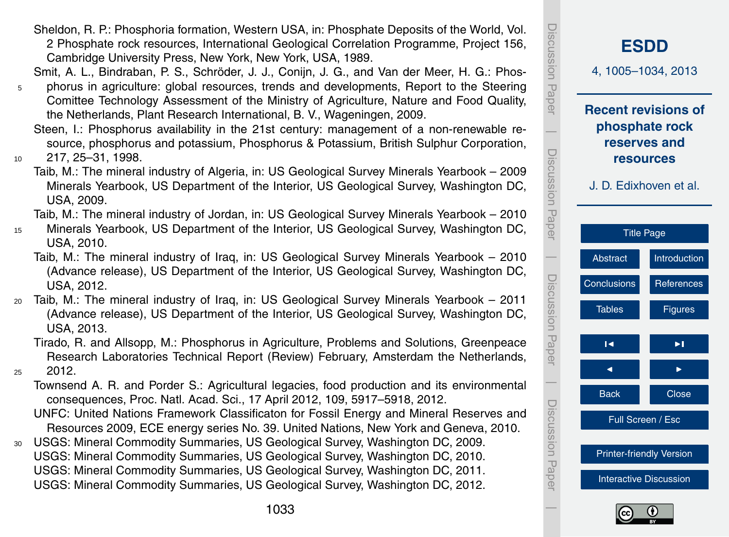Sheldon, R. P.: Phosphoria formation, Western USA, in: Phosphate Deposits of the World, Vol. 2 Phosphate rock resources, International Geological Correlation Programme, Project 156, Cambridge University Press, New York, New York, USA, 1989.

Smit, A. L., Bindraban, P. S., Schröder, J. J., Conijn, J. G., and Van der Meer, H. G.: Phosphorus in agriculture: global resources, trends and developments, Report to the Steering Comittee Technology Assessment of the Ministry of Agriculture, Nature and Food Quality, the Netherlands, Plant Research International, B. V., Wageningen, 2009.

Steen, I.: Phosphorus availability in the 21st century: management of a non-renewable resource, phosphorus and potassium, Phosphorus & Potassium, British Sulphur Corporation, 217, 25–31, 1998.

Taib, M.: The mineral industry of Algeria, in: US Geological Survey Minerals Yearbook – 2009 Minerals Yearbook, US Department of the Interior, US Geological Survey, Washington DC, USA, 2009.

Taib, M.: The mineral industry of Jordan, in: US Geological Survey Minerals Yearbook – 2010 Minerals Yearbook, US Department of the Interior, US Geological Survey, Washington DC, USA, 2010.

Taib, M.: The mineral industry of Iraq, in: US Geological Survey Minerals Yearbook – 2010 (Advance release), US Department of the Interior, US Geological Survey, Washington DC, USA, 2012.

Taib, M.: The mineral industry of Iraq, in: US Geological Survey Minerals Yearbook – 2011 (Advance release), US Department of the Interior, US Geological Survey, Washington DC, USA, 2013.

Tirado, R. and Allsopp, M.: Phosphorus in Agriculture, Problems and Solutions, Greenpeace Research Laboratories Technical Report (Review) February, Amsterdam the Netherlands, 2012.

Townsend A. R. and Porder S.: Agricultural legacies, food production and its environmental consequences, Proc. Natl. Acad. Sci., 17 April 2012, 109, 5917–5918, 2012.

UNFC: United Nations Framework Classificaton for Fossil Energy and Mineral Reserves and Resources 2009, ECE energy series No. 39. United Nations, New York and Geneva, 2010.

USGS: Mineral Commodity Summaries, US Geological Survey, Washington DC, 2009.

USGS: Mineral Commodity Summaries, US Geological Survey, Washington DC, 2010.

USGS: Mineral Commodity Summaries, US Geological Survey, Washington DC, 2011.

USGS: Mineral Commodity Summaries, US Geological Survey, Washington DC, 2012.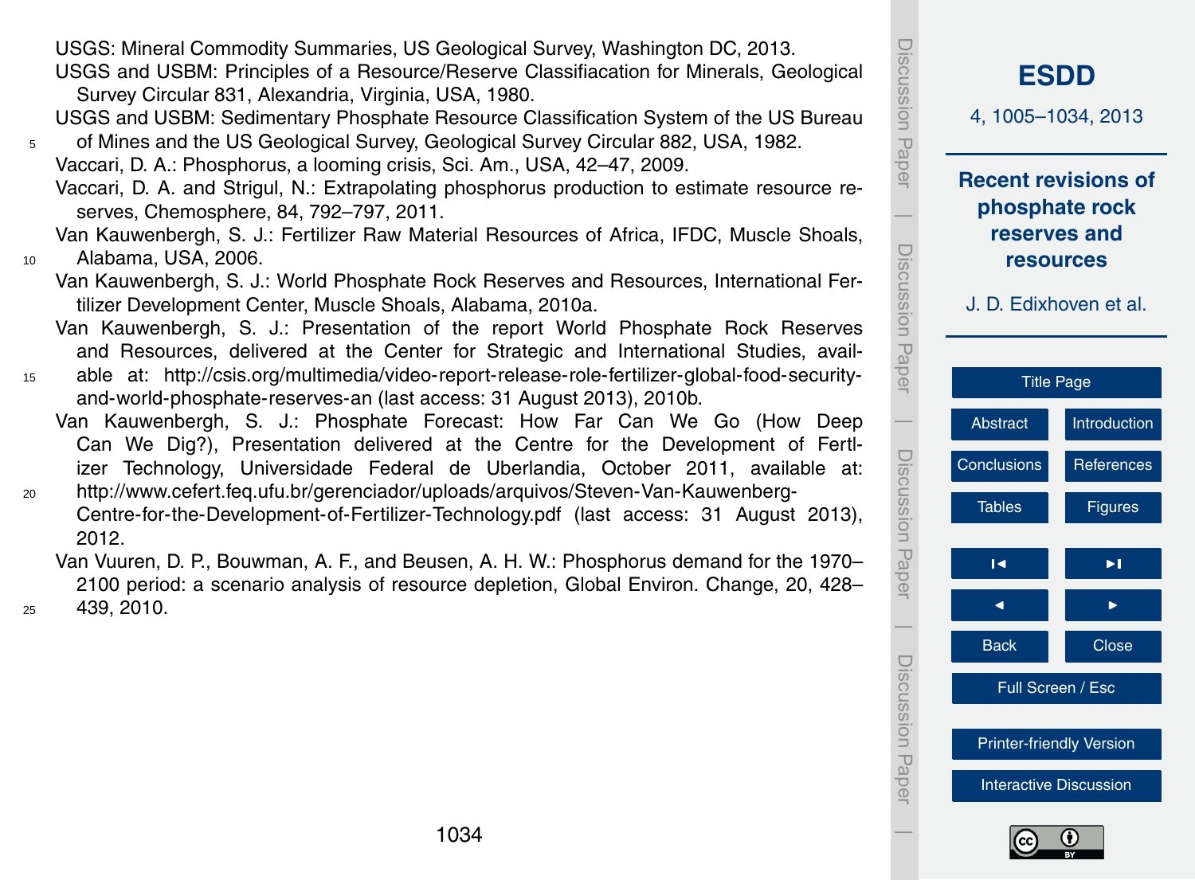USGS: Mineral Commodity Summaries, US Geological Survey, Washington DC, 2013.

USGS and USBM: Principles of a Resource/Reserve Classifiacation for Minerals, Geological Survey Circular 831, Alexandria, Virginia, USA, 1980.

USGS and USBM: Sedimentary Phosphate Resource Classification System of the US Bureau of Mines and the US Geological Survey, Geological Survey Circular 882, USA, 1982.

Vaccari, D. A.: Phosphorus, a looming crisis, Sci. Am., USA, 42–47, 2009.

Vaccari, D. A. and Strigul, N.: Extrapolating phosphorus production to estimate resource reserves, Chemosphere, 84, 792–797, 2011.

Van Kauwenbergh, S. J.: Fertilizer Raw Material Resources of Africa, IFDC, Muscle Shoals, Alabama, USA, 2006.

Van Kauwenbergh, S. J.: World Phosphate Rock Reserves and Resources, International Fertilizer Development Center, Muscle Shoals, Alabama, 2010a.

Van Kauwenbergh, S. J.: Presentation of the report World Phosphate Rock Reserves and Resources, delivered at the Center for Strategic and International Studies, available at: http://csis.org/multimedia/video-report-release-role-fertilizer-global-food-security-and-world-phosphate-reserves-an (last access: 31 August 2013), 2010b.

Van Kauwenbergh, S. J.: Phosphate Forecast: How Far Can We Go (How Deep Can We Dig?), Presentation delivered at the Centre for the Development of Fertlizer Technology, Universidade Federal de Uberlandia, October 2011, available at: http://www.cefert.feq.ufu.br/gerenciador/uploads/arquivos/Steven-Van-Kauwenberg-Centre-for-the-Development-of-Fertilizer-Technology.pdf (last access: 31 August 2013), 2012.

Van Vuuren, D. P., Bouwman, A. F., and Beusen, A. H. W.: Phosphorus demand for the 1970–2100 period: a scenario analysis of resource depletion, Global Environ. Change, 20, 428–439, 2010.